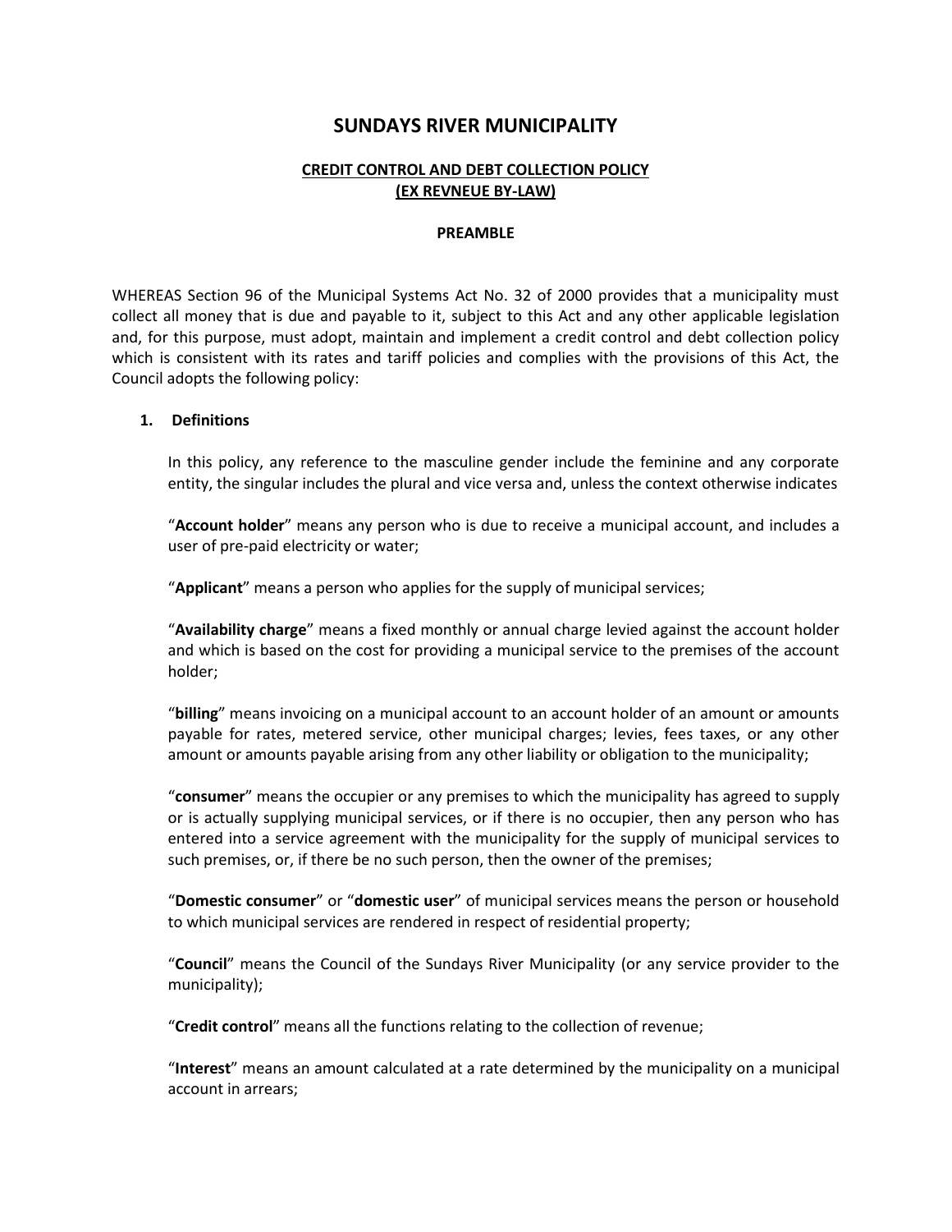# SUNDAYS RIVER MUNICIPALITY

## CREDIT CONTROL AND DEBT COLLECTION POLICY (EX REVNEUE BY-LAW)

### PREAMBLE

WHEREAS Section 96 of the Municipal Systems Act No. 32 of 2000 provides that a municipality must collect all money that is due and payable to it, subject to this Act and any other applicable legislation and, for this purpose, must adopt, maintain and implement a credit control and debt collection policy which is consistent with its rates and tariff policies and complies with the provisions of this Act, the Council adopts the following policy:

**1. Definitions**

In this policy, any reference to the masculine gender include the feminine and any corporate entity, the singular includes the plural and vice versa and, unless the context otherwise indicates

"**Account holder**" means any person who is due to receive a municipal account, and includes a user of pre-paid electricity or water;

"**Applicant**" means a person who applies for the supply of municipal services;

"**Availability charge**" means a fixed monthly or annual charge levied against the account holder and which is based on the cost for providing a municipal service to the premises of the account holder;

"**billing**" means invoicing on a municipal account to an account holder of an amount or amounts payable for rates, metered service, other municipal charges; levies, fees taxes, or any other amount or amounts payable arising from any other liability or obligation to the municipality;

"**consumer**" means the occupier or any premises to which the municipality has agreed to supply or is actually supplying municipal services, or if there is no occupier, then any person who has entered into a service agreement with the municipality for the supply of municipal services to such premises, or, if there be no such person, then the owner of the premises;

"**Domestic consumer**" or "**domestic user**" of municipal services means the person or household to which municipal services are rendered in respect of residential property;

"**Council**" means the Council of the Sundays River Municipality (or any service provider to the municipality);

"**Credit control**" means all the functions relating to the collection of revenue;

"**Interest**" means an amount calculated at a rate determined by the municipality on a municipal account in arrears;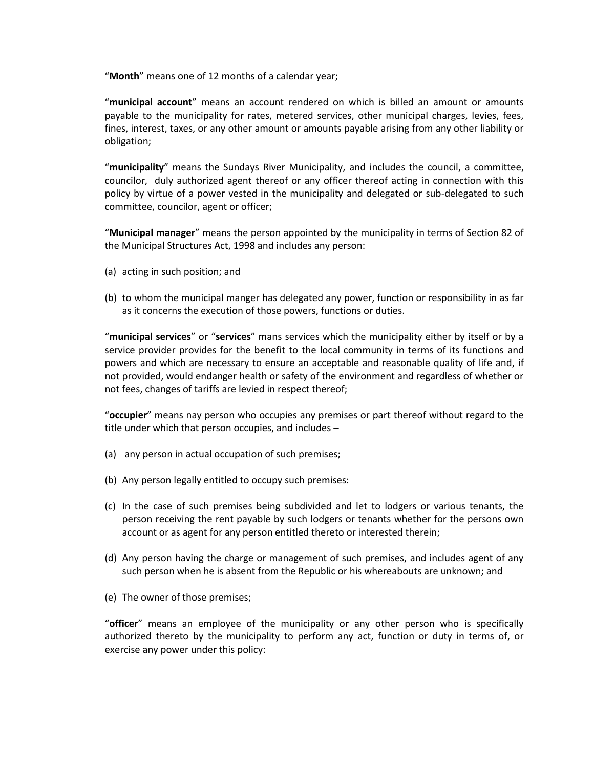"**Month**" means one of 12 months of a calendar year;

"**municipal account**" means an account rendered on which is billed an amount or amounts payable to the municipality for rates, metered services, other municipal charges, levies, fees, fines, interest, taxes, or any other amount or amounts payable arising from any other liability or obligation;

"**municipality**" means the Sundays River Municipality, and includes the council, a committee, councilor, duly authorized agent thereof or any officer thereof acting in connection with this policy by virtue of a power vested in the municipality and delegated or sub-delegated to such committee, councilor, agent or officer;

"**Municipal manager**" means the person appointed by the municipality in terms of Section 82 of the Municipal Structures Act, 1998 and includes any person:

(a) acting in such position; and

(b) to whom the municipal manger has delegated any power, function or responsibility in as far as it concerns the execution of those powers, functions or duties.

"**municipal services**" or "**services**" mans services which the municipality either by itself or by a service provider provides for the benefit to the local community in terms of its functions and powers and which are necessary to ensure an acceptable and reasonable quality of life and, if not provided, would endanger health or safety of the environment and regardless of whether or not fees, changes of tariffs are levied in respect thereof;

"**occupier**" means nay person who occupies any premises or part thereof without regard to the title under which that person occupies, and includes –

(a) any person in actual occupation of such premises;

(b) Any person legally entitled to occupy such premises:

(c) In the case of such premises being subdivided and let to lodgers or various tenants, the person receiving the rent payable by such lodgers or tenants whether for the persons own account or as agent for any person entitled thereto or interested therein;

(d) Any person having the charge or management of such premises, and includes agent of any such person when he is absent from the Republic or his whereabouts are unknown; and

(e) The owner of those premises;

"**officer**" means an employee of the municipality or any other person who is specifically authorized thereto by the municipality to perform any act, function or duty in terms of, or exercise any power under this policy: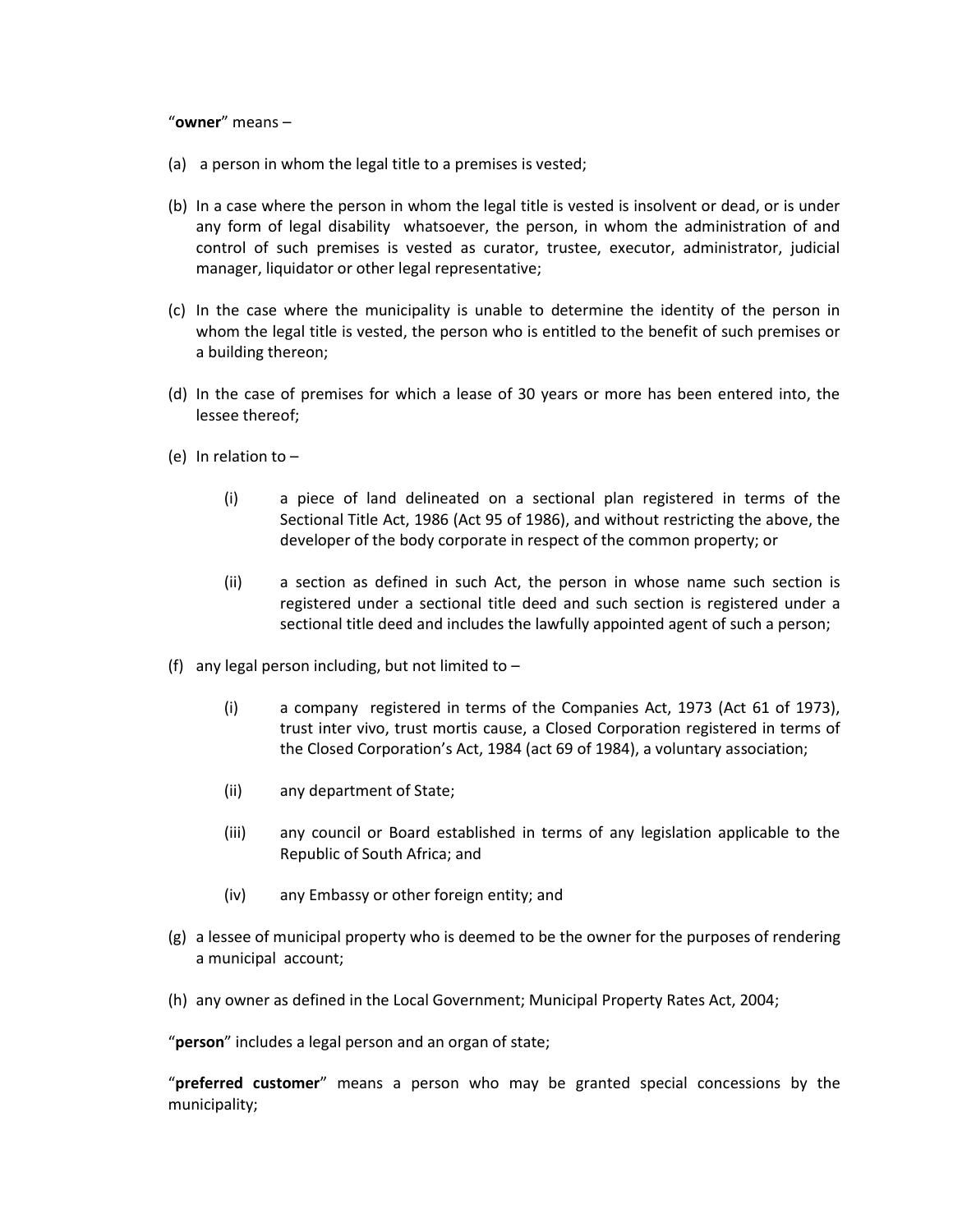"**owner**" means –

(a) a person in whom the legal title to a premises is vested;

(b) In a case where the person in whom the legal title is vested is insolvent or dead, or is under any form of legal disability whatsoever, the person, in whom the administration of and control of such premises is vested as curator, trustee, executor, administrator, judicial manager, liquidator or other legal representative;

(c) In the case where the municipality is unable to determine the identity of the person in whom the legal title is vested, the person who is entitled to the benefit of such premises or a building thereon;

(d) In the case of premises for which a lease of 30 years or more has been entered into, the lessee thereof;

(e) In relation to –

  (i) a piece of land delineated on a sectional plan registered in terms of the Sectional Title Act, 1986 (Act 95 of 1986), and without restricting the above, the developer of the body corporate in respect of the common property; or

  (ii) a section as defined in such Act, the person in whose name such section is registered under a sectional title deed and such section is registered under a sectional title deed and includes the lawfully appointed agent of such a person;

(f) any legal person including, but not limited to –

  (i) a company registered in terms of the Companies Act, 1973 (Act 61 of 1973), trust inter vivo, trust mortis cause, a Closed Corporation registered in terms of the Closed Corporation's Act, 1984 (act 69 of 1984), a voluntary association;

  (ii) any department of State;

  (iii) any council or Board established in terms of any legislation applicable to the Republic of South Africa; and

  (iv) any Embassy or other foreign entity; and

(g) a lessee of municipal property who is deemed to be the owner for the purposes of rendering a municipal account;

(h) any owner as defined in the Local Government; Municipal Property Rates Act, 2004;

"**person**" includes a legal person and an organ of state;

"**preferred customer**" means a person who may be granted special concessions by the municipality;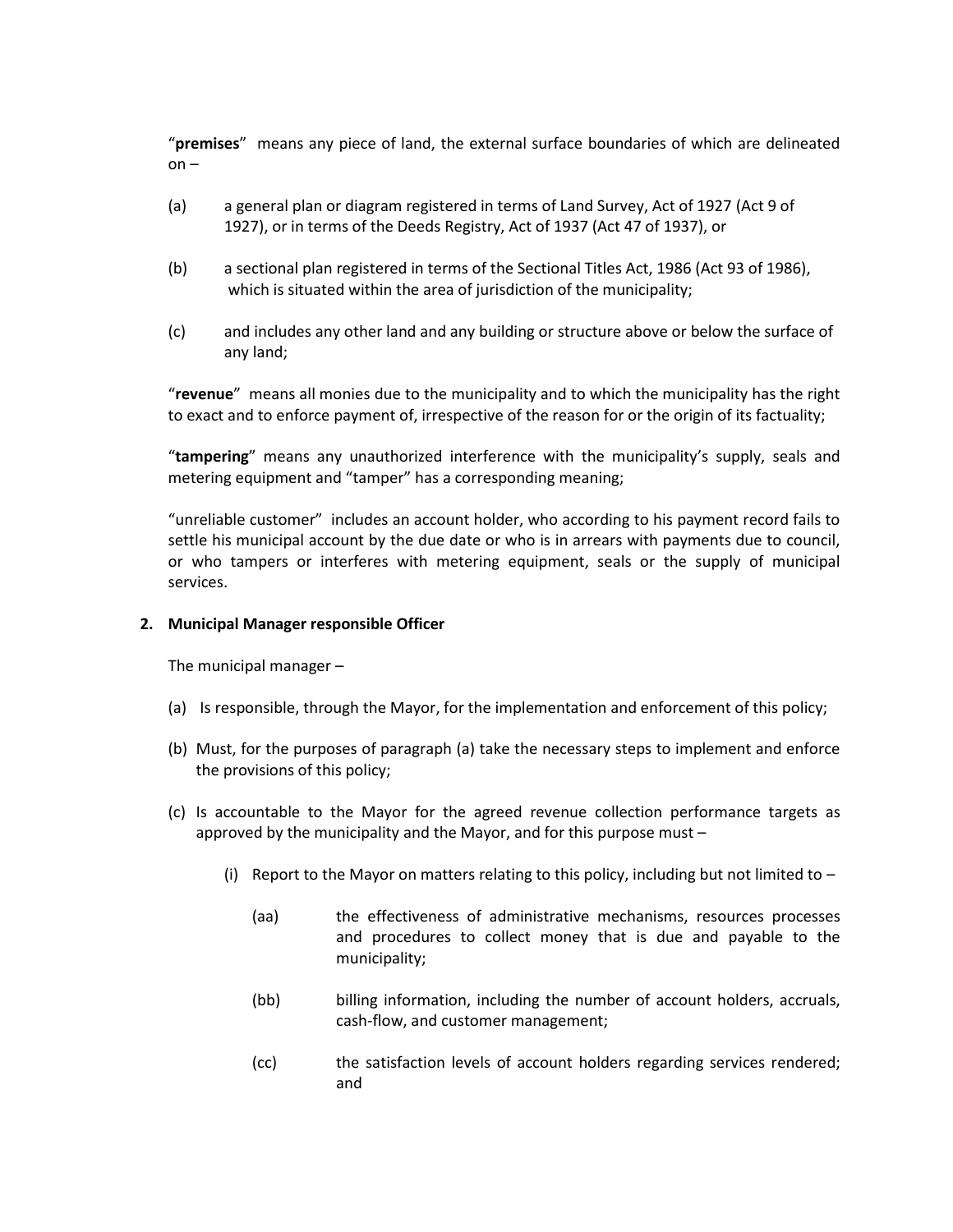"**premises**" means any piece of land, the external surface boundaries of which are delineated on –

(a) a general plan or diagram registered in terms of Land Survey, Act of 1927 (Act 9 of 1927), or in terms of the Deeds Registry, Act of 1937 (Act 47 of 1937), or

(b) a sectional plan registered in terms of the Sectional Titles Act, 1986 (Act 93 of 1986), which is situated within the area of jurisdiction of the municipality;

(c) and includes any other land and any building or structure above or below the surface of any land;

"**revenue**" means all monies due to the municipality and to which the municipality has the right to exact and to enforce payment of, irrespective of the reason for or the origin of its factuality;

"**tampering**" means any unauthorized interference with the municipality's supply, seals and metering equipment and "tamper" has a corresponding meaning;

"unreliable customer" includes an account holder, who according to his payment record fails to settle his municipal account by the due date or who is in arrears with payments due to council, or who tampers or interferes with metering equipment, seals or the supply of municipal services.

**2. Municipal Manager responsible Officer**

The municipal manager –

(a) Is responsible, through the Mayor, for the implementation and enforcement of this policy;

(b) Must, for the purposes of paragraph (a) take the necessary steps to implement and enforce the provisions of this policy;

(c) Is accountable to the Mayor for the agreed revenue collection performance targets as approved by the municipality and the Mayor, and for this purpose must –

(i) Report to the Mayor on matters relating to this policy, including but not limited to –

(aa) the effectiveness of administrative mechanisms, resources processes and procedures to collect money that is due and payable to the municipality;

(bb) billing information, including the number of account holders, accruals, cash-flow, and customer management;

(cc) the satisfaction levels of account holders regarding services rendered; and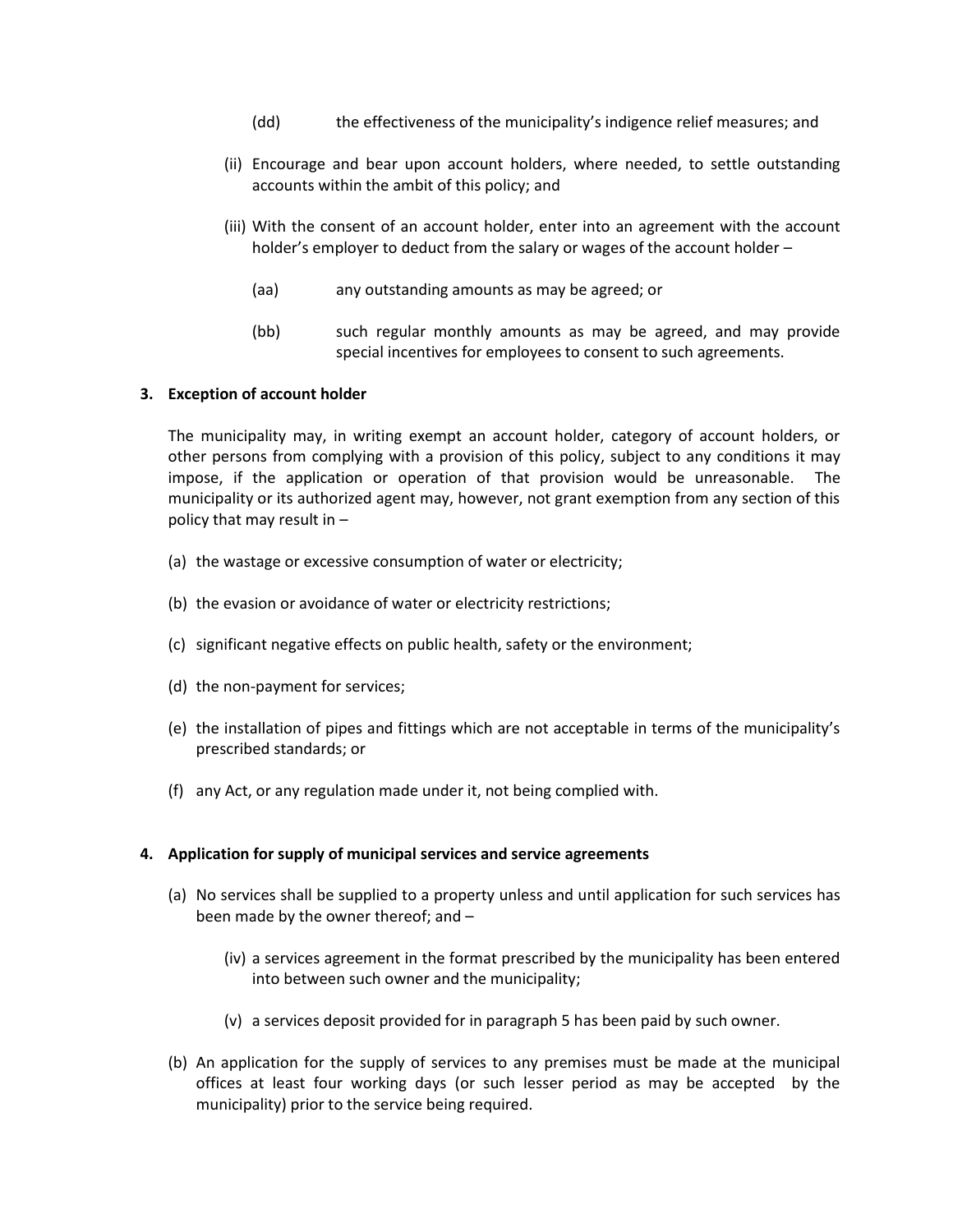(dd) the effectiveness of the municipality's indigence relief measures; and

(ii) Encourage and bear upon account holders, where needed, to settle outstanding accounts within the ambit of this policy; and

(iii) With the consent of an account holder, enter into an agreement with the account holder's employer to deduct from the salary or wages of the account holder –

(aa) any outstanding amounts as may be agreed; or

(bb) such regular monthly amounts as may be agreed, and may provide special incentives for employees to consent to such agreements.

**3. Exception of account holder**

The municipality may, in writing exempt an account holder, category of account holders, or other persons from complying with a provision of this policy, subject to any conditions it may impose, if the application or operation of that provision would be unreasonable. The municipality or its authorized agent may, however, not grant exemption from any section of this policy that may result in –

(a) the wastage or excessive consumption of water or electricity;

(b) the evasion or avoidance of water or electricity restrictions;

(c) significant negative effects on public health, safety or the environment;

(d) the non-payment for services;

(e) the installation of pipes and fittings which are not acceptable in terms of the municipality's prescribed standards; or

(f) any Act, or any regulation made under it, not being complied with.

**4. Application for supply of municipal services and service agreements**

(a) No services shall be supplied to a property unless and until application for such services has been made by the owner thereof; and –

(iv) a services agreement in the format prescribed by the municipality has been entered into between such owner and the municipality;

(v) a services deposit provided for in paragraph 5 has been paid by such owner.

(b) An application for the supply of services to any premises must be made at the municipal offices at least four working days (or such lesser period as may be accepted by the municipality) prior to the service being required.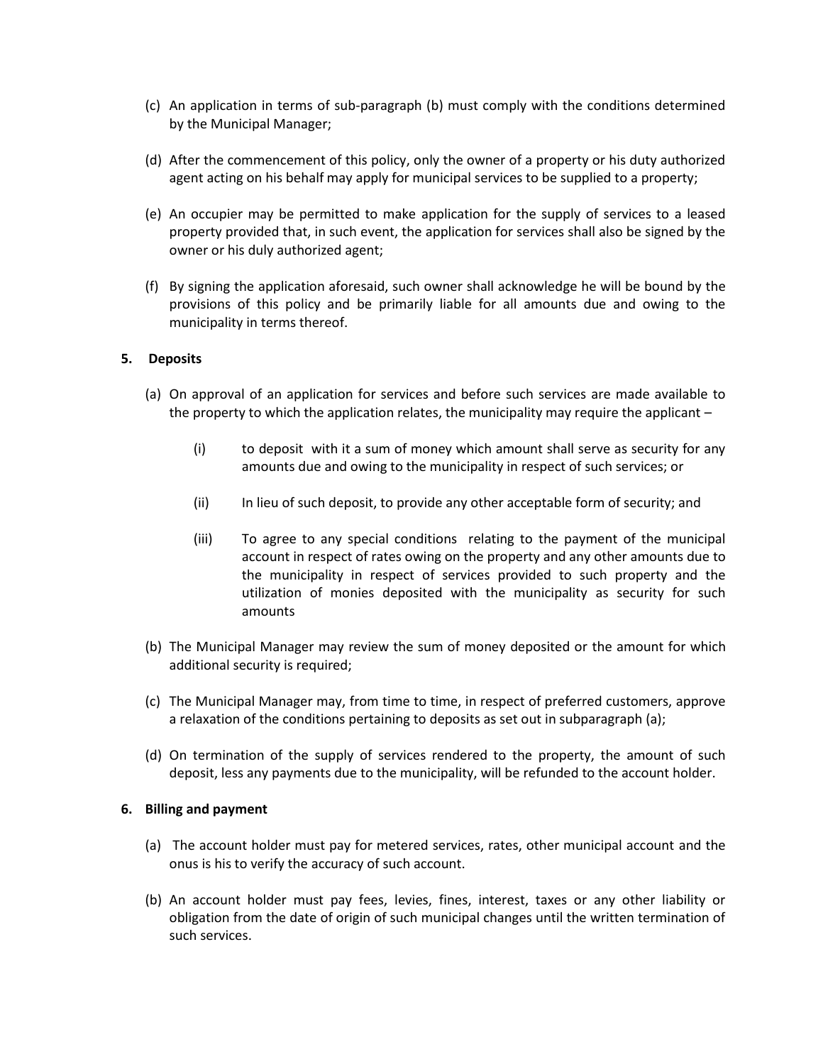(c) An application in terms of sub-paragraph (b) must comply with the conditions determined by the Municipal Manager;

(d) After the commencement of this policy, only the owner of a property or his duty authorized agent acting on his behalf may apply for municipal services to be supplied to a property;

(e) An occupier may be permitted to make application for the supply of services to a leased property provided that, in such event, the application for services shall also be signed by the owner or his duly authorized agent;

(f) By signing the application aforesaid, such owner shall acknowledge he will be bound by the provisions of this policy and be primarily liable for all amounts due and owing to the municipality in terms thereof.

**5. Deposits**

(a) On approval of an application for services and before such services are made available to the property to which the application relates, the municipality may require the applicant –

  (i) to deposit with it a sum of money which amount shall serve as security for any amounts due and owing to the municipality in respect of such services; or

  (ii) In lieu of such deposit, to provide any other acceptable form of security; and

  (iii) To agree to any special conditions relating to the payment of the municipal account in respect of rates owing on the property and any other amounts due to the municipality in respect of services provided to such property and the utilization of monies deposited with the municipality as security for such amounts

(b) The Municipal Manager may review the sum of money deposited or the amount for which additional security is required;

(c) The Municipal Manager may, from time to time, in respect of preferred customers, approve a relaxation of the conditions pertaining to deposits as set out in subparagraph (a);

(d) On termination of the supply of services rendered to the property, the amount of such deposit, less any payments due to the municipality, will be refunded to the account holder.

**6. Billing and payment**

(a) The account holder must pay for metered services, rates, other municipal account and the onus is his to verify the accuracy of such account.

(b) An account holder must pay fees, levies, fines, interest, taxes or any other liability or obligation from the date of origin of such municipal changes until the written termination of such services.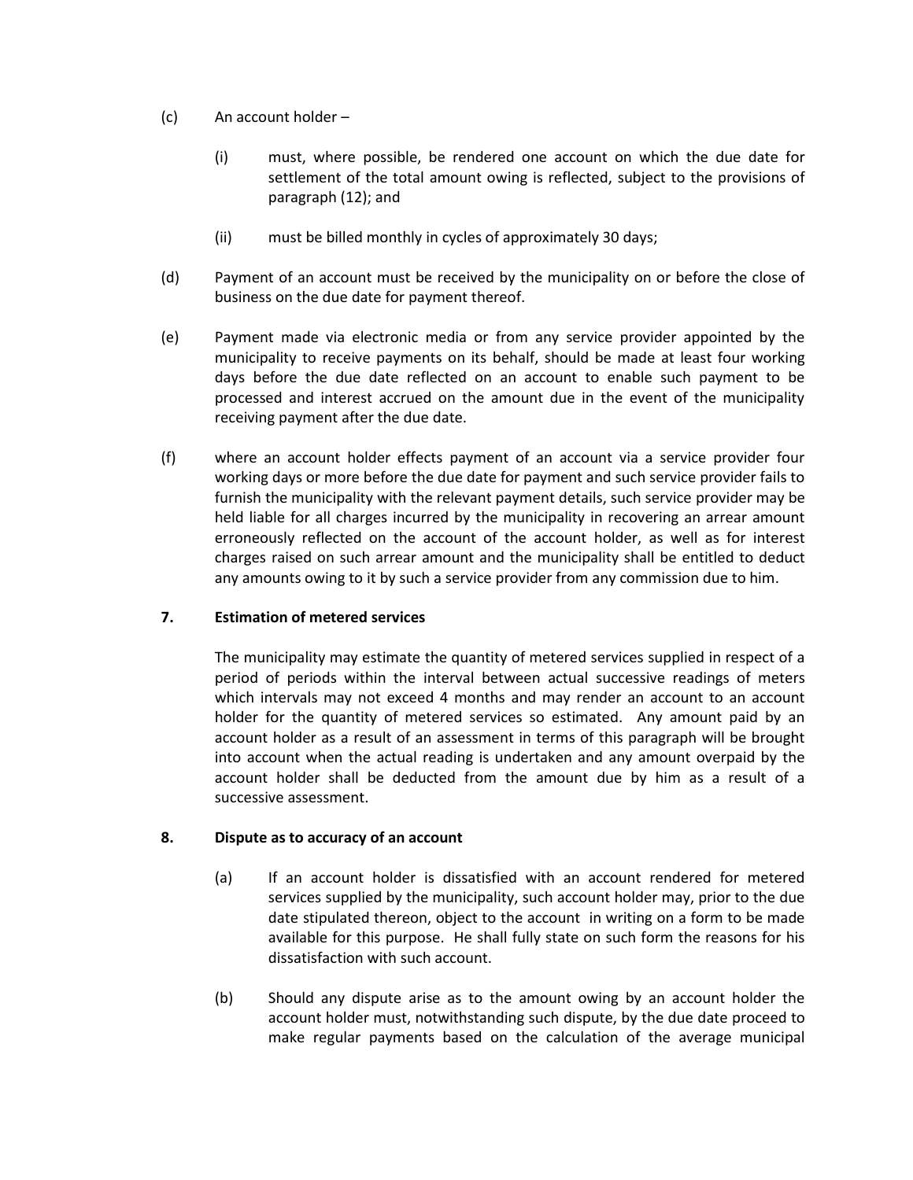(c) An account holder –

(i) must, where possible, be rendered one account on which the due date for settlement of the total amount owing is reflected, subject to the provisions of paragraph (12); and

(ii) must be billed monthly in cycles of approximately 30 days;

(d) Payment of an account must be received by the municipality on or before the close of business on the due date for payment thereof.

(e) Payment made via electronic media or from any service provider appointed by the municipality to receive payments on its behalf, should be made at least four working days before the due date reflected on an account to enable such payment to be processed and interest accrued on the amount due in the event of the municipality receiving payment after the due date.

(f) where an account holder effects payment of an account via a service provider four working days or more before the due date for payment and such service provider fails to furnish the municipality with the relevant payment details, such service provider may be held liable for all charges incurred by the municipality in recovering an arrear amount erroneously reflected on the account of the account holder, as well as for interest charges raised on such arrear amount and the municipality shall be entitled to deduct any amounts owing to it by such a service provider from any commission due to him.

## 7. Estimation of metered services

The municipality may estimate the quantity of metered services supplied in respect of a period of periods within the interval between actual successive readings of meters which intervals may not exceed 4 months and may render an account to an account holder for the quantity of metered services so estimated. Any amount paid by an account holder as a result of an assessment in terms of this paragraph will be brought into account when the actual reading is undertaken and any amount overpaid by the account holder shall be deducted from the amount due by him as a result of a successive assessment.

## 8. Dispute as to accuracy of an account

(a) If an account holder is dissatisfied with an account rendered for metered services supplied by the municipality, such account holder may, prior to the due date stipulated thereon, object to the account in writing on a form to be made available for this purpose. He shall fully state on such form the reasons for his dissatisfaction with such account.

(b) Should any dispute arise as to the amount owing by an account holder the account holder must, notwithstanding such dispute, by the due date proceed to make regular payments based on the calculation of the average municipal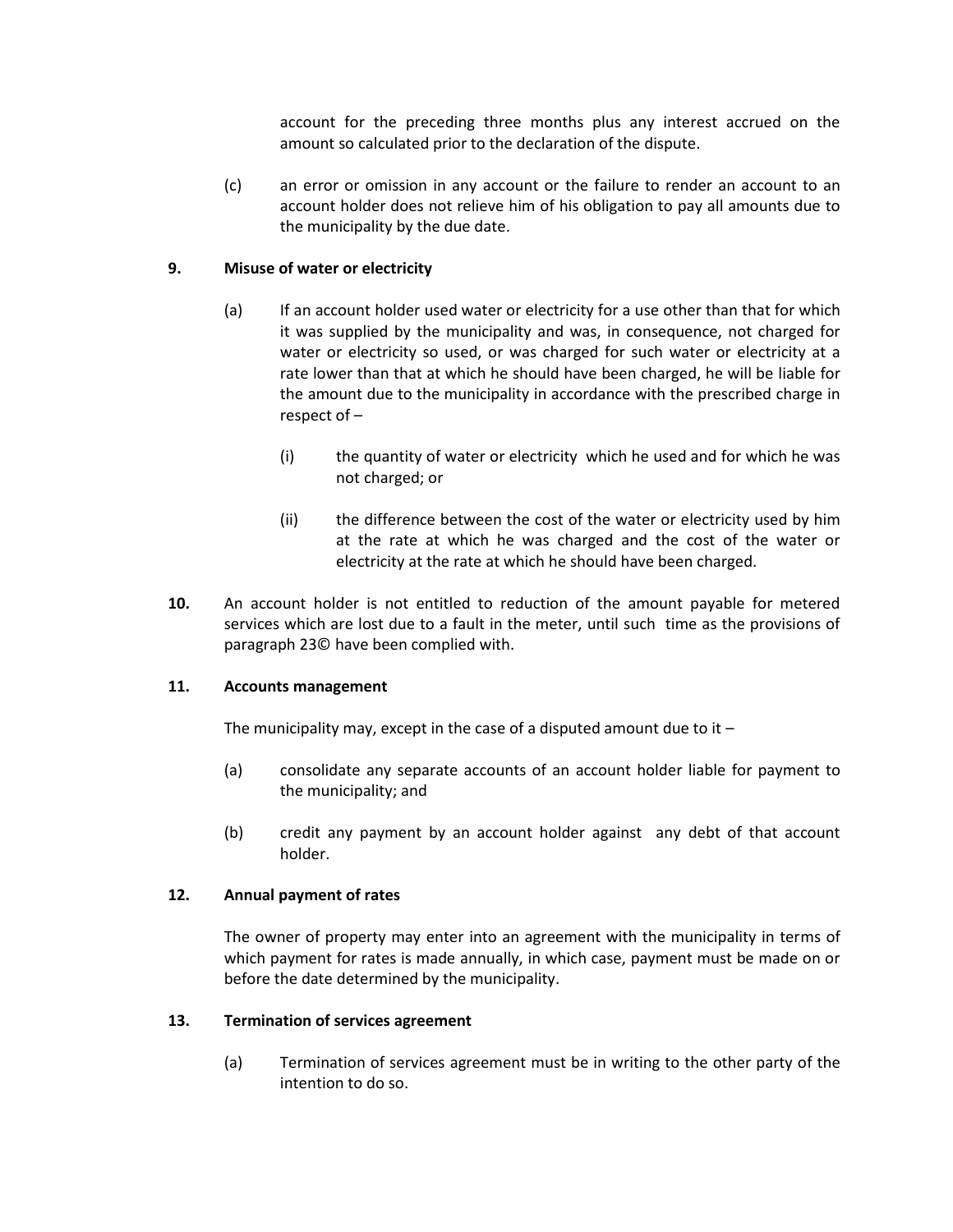account for the preceding three months plus any interest accrued on the amount so calculated prior to the declaration of the dispute.

(c) an error or omission in any account or the failure to render an account to an account holder does not relieve him of his obligation to pay all amounts due to the municipality by the due date.

**9. Misuse of water or electricity**

(a) If an account holder used water or electricity for a use other than that for which it was supplied by the municipality and was, in consequence, not charged for water or electricity so used, or was charged for such water or electricity at a rate lower than that at which he should have been charged, he will be liable for the amount due to the municipality in accordance with the prescribed charge in respect of –

(i) the quantity of water or electricity which he used and for which he was not charged; or

(ii) the difference between the cost of the water or electricity used by him at the rate at which he was charged and the cost of the water or electricity at the rate at which he should have been charged.

**10.** An account holder is not entitled to reduction of the amount payable for metered services which are lost due to a fault in the meter, until such time as the provisions of paragraph 23© have been complied with.

**11. Accounts management**

The municipality may, except in the case of a disputed amount due to it –

(a) consolidate any separate accounts of an account holder liable for payment to the municipality; and

(b) credit any payment by an account holder against any debt of that account holder.

**12. Annual payment of rates**

The owner of property may enter into an agreement with the municipality in terms of which payment for rates is made annually, in which case, payment must be made on or before the date determined by the municipality.

**13. Termination of services agreement**

(a) Termination of services agreement must be in writing to the other party of the intention to do so.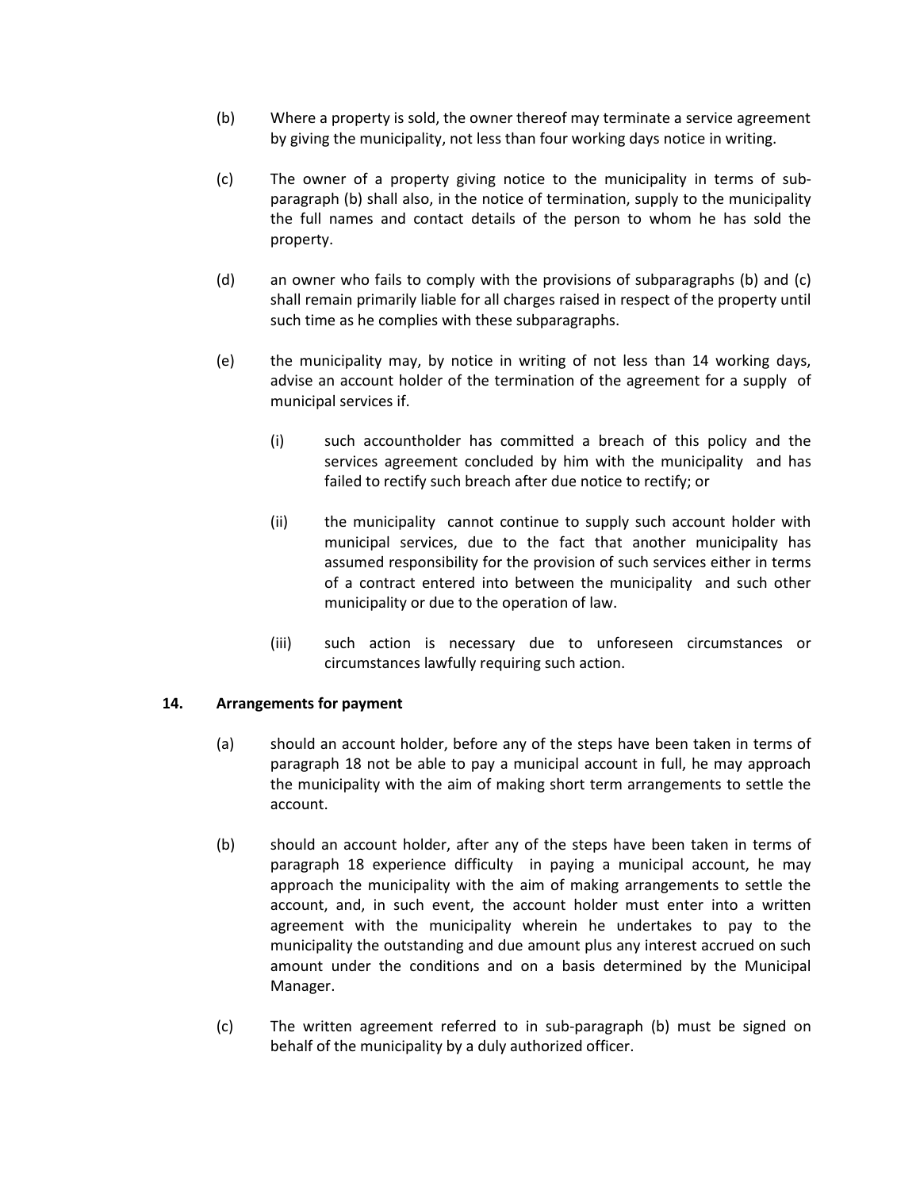(b) Where a property is sold, the owner thereof may terminate a service agreement by giving the municipality, not less than four working days notice in writing.

(c) The owner of a property giving notice to the municipality in terms of sub-paragraph (b) shall also, in the notice of termination, supply to the municipality the full names and contact details of the person to whom he has sold the property.

(d) an owner who fails to comply with the provisions of subparagraphs (b) and (c) shall remain primarily liable for all charges raised in respect of the property until such time as he complies with these subparagraphs.

(e) the municipality may, by notice in writing of not less than 14 working days, advise an account holder of the termination of the agreement for a supply of municipal services if.

  (i) such accountholder has committed a breach of this policy and the services agreement concluded by him with the municipality and has failed to rectify such breach after due notice to rectify; or

  (ii) the municipality cannot continue to supply such account holder with municipal services, due to the fact that another municipality has assumed responsibility for the provision of such services either in terms of a contract entered into between the municipality and such other municipality or due to the operation of law.

  (iii) such action is necessary due to unforeseen circumstances or circumstances lawfully requiring such action.

**14. Arrangements for payment**

(a) should an account holder, before any of the steps have been taken in terms of paragraph 18 not be able to pay a municipal account in full, he may approach the municipality with the aim of making short term arrangements to settle the account.

(b) should an account holder, after any of the steps have been taken in terms of paragraph 18 experience difficulty in paying a municipal account, he may approach the municipality with the aim of making arrangements to settle the account, and, in such event, the account holder must enter into a written agreement with the municipality wherein he undertakes to pay to the municipality the outstanding and due amount plus any interest accrued on such amount under the conditions and on a basis determined by the Municipal Manager.

(c) The written agreement referred to in sub-paragraph (b) must be signed on behalf of the municipality by a duly authorized officer.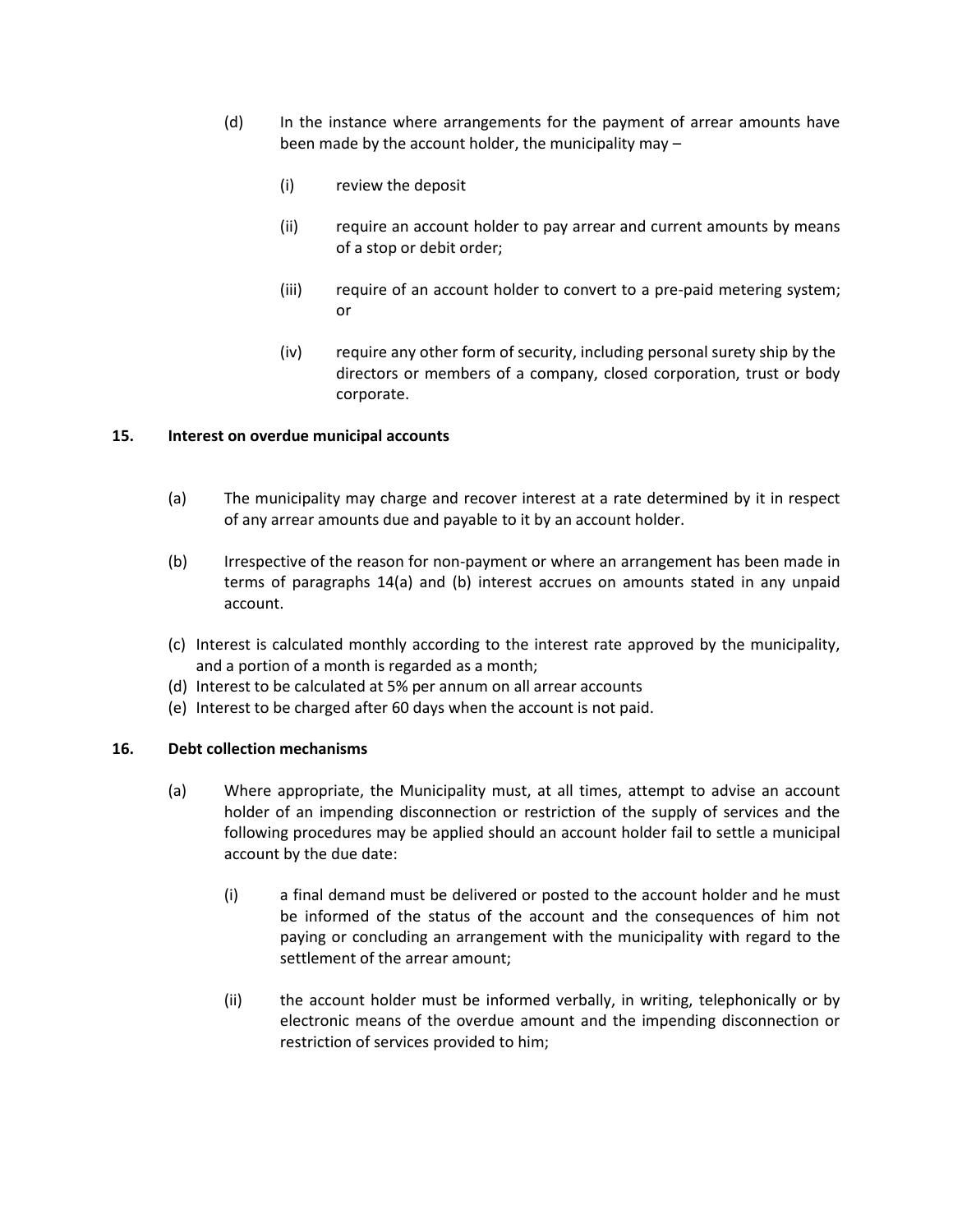(d) In the instance where arrangements for the payment of arrear amounts have been made by the account holder, the municipality may –

   (i) review the deposit

   (ii) require an account holder to pay arrear and current amounts by means of a stop or debit order;

   (iii) require of an account holder to convert to a pre-paid metering system; or

   (iv) require any other form of security, including personal surety ship by the directors or members of a company, closed corporation, trust or body corporate.

**15. Interest on overdue municipal accounts**

(a) The municipality may charge and recover interest at a rate determined by it in respect of any arrear amounts due and payable to it by an account holder.

(b) Irrespective of the reason for non-payment or where an arrangement has been made in terms of paragraphs 14(a) and (b) interest accrues on amounts stated in any unpaid account.

(c) Interest is calculated monthly according to the interest rate approved by the municipality, and a portion of a month is regarded as a month;

(d) Interest to be calculated at 5% per annum on all arrear accounts

(e) Interest to be charged after 60 days when the account is not paid.

**16. Debt collection mechanisms**

(a) Where appropriate, the Municipality must, at all times, attempt to advise an account holder of an impending disconnection or restriction of the supply of services and the following procedures may be applied should an account holder fail to settle a municipal account by the due date:

   (i) a final demand must be delivered or posted to the account holder and he must be informed of the status of the account and the consequences of him not paying or concluding an arrangement with the municipality with regard to the settlement of the arrear amount;

   (ii) the account holder must be informed verbally, in writing, telephonically or by electronic means of the overdue amount and the impending disconnection or restriction of services provided to him;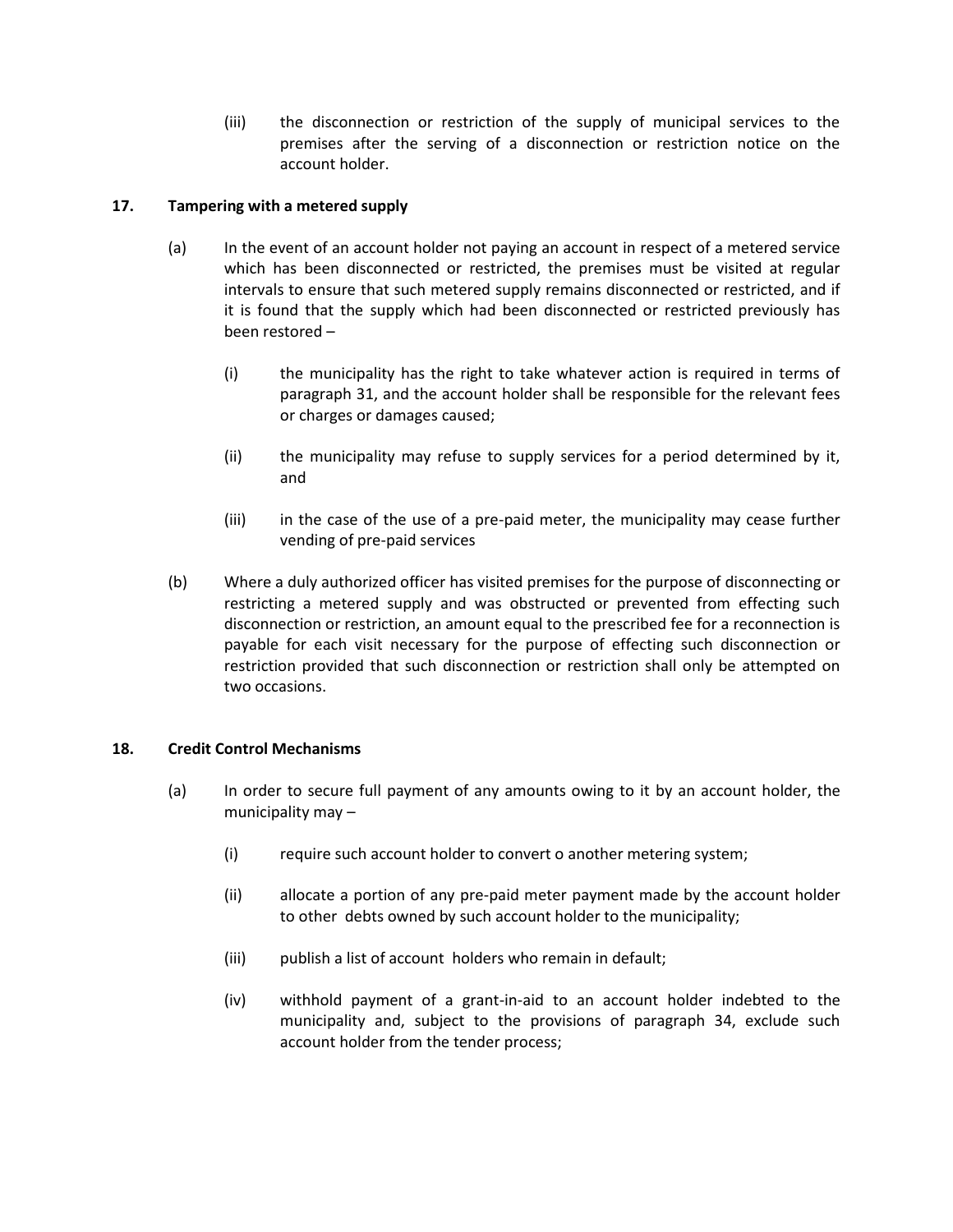(iii) the disconnection or restriction of the supply of municipal services to the premises after the serving of a disconnection or restriction notice on the account holder.

### 17. Tampering with a metered supply

(a) In the event of an account holder not paying an account in respect of a metered service which has been disconnected or restricted, the premises must be visited at regular intervals to ensure that such metered supply remains disconnected or restricted, and if it is found that the supply which had been disconnected or restricted previously has been restored –

(i) the municipality has the right to take whatever action is required in terms of paragraph 31, and the account holder shall be responsible for the relevant fees or charges or damages caused;

(ii) the municipality may refuse to supply services for a period determined by it, and

(iii) in the case of the use of a pre-paid meter, the municipality may cease further vending of pre-paid services

(b) Where a duly authorized officer has visited premises for the purpose of disconnecting or restricting a metered supply and was obstructed or prevented from effecting such disconnection or restriction, an amount equal to the prescribed fee for a reconnection is payable for each visit necessary for the purpose of effecting such disconnection or restriction provided that such disconnection or restriction shall only be attempted on two occasions.

### 18. Credit Control Mechanisms

(a) In order to secure full payment of any amounts owing to it by an account holder, the municipality may –

(i) require such account holder to convert o another metering system;

(ii) allocate a portion of any pre-paid meter payment made by the account holder to other debts owned by such account holder to the municipality;

(iii) publish a list of account holders who remain in default;

(iv) withhold payment of a grant-in-aid to an account holder indebted to the municipality and, subject to the provisions of paragraph 34, exclude such account holder from the tender process;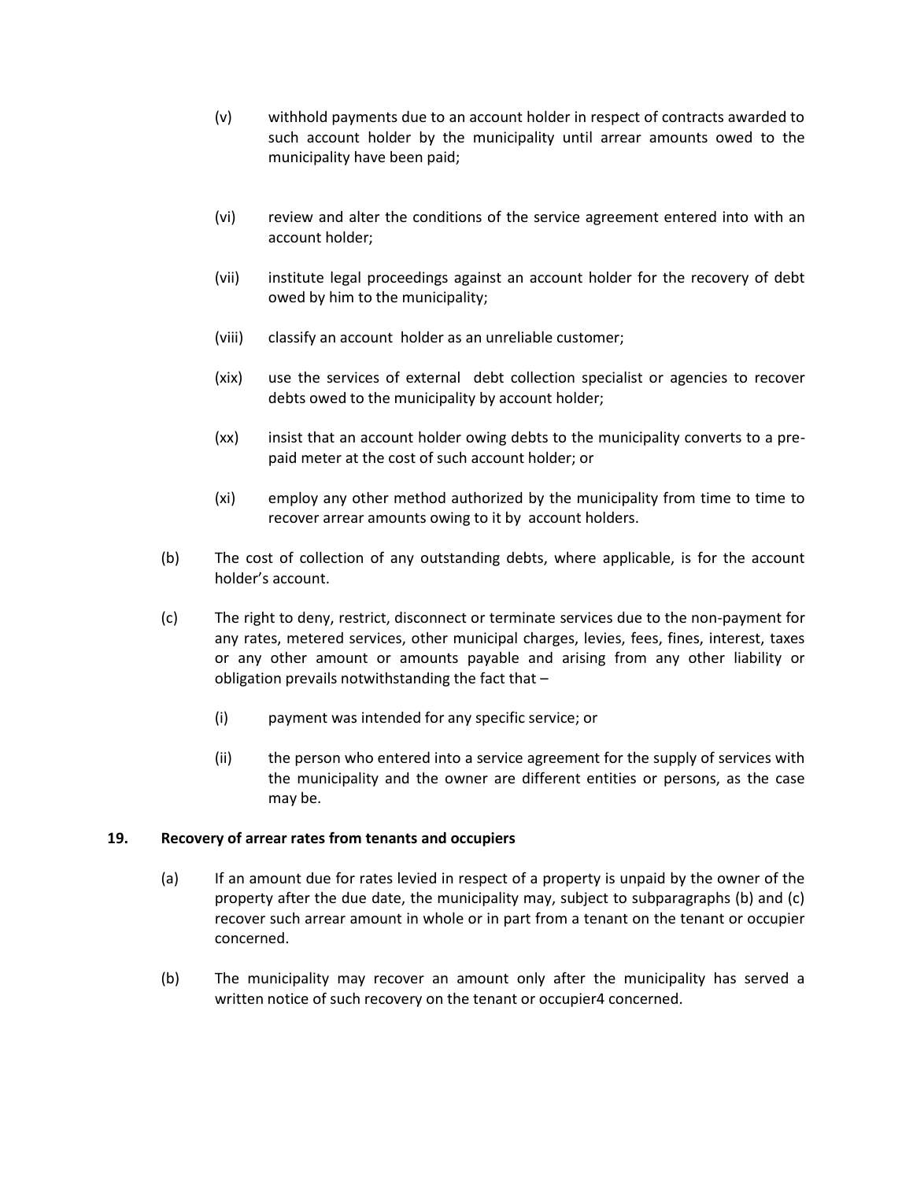(v) withhold payments due to an account holder in respect of contracts awarded to such account holder by the municipality until arrear amounts owed to the municipality have been paid;

(vi) review and alter the conditions of the service agreement entered into with an account holder;

(vii) institute legal proceedings against an account holder for the recovery of debt owed by him to the municipality;

(viii) classify an account holder as an unreliable customer;

(xix) use the services of external debt collection specialist or agencies to recover debts owed to the municipality by account holder;

(xx) insist that an account holder owing debts to the municipality converts to a pre-paid meter at the cost of such account holder; or

(xi) employ any other method authorized by the municipality from time to time to recover arrear amounts owing to it by account holders.

(b) The cost of collection of any outstanding debts, where applicable, is for the account holder's account.

(c) The right to deny, restrict, disconnect or terminate services due to the non-payment for any rates, metered services, other municipal charges, levies, fees, fines, interest, taxes or any other amount or amounts payable and arising from any other liability or obligation prevails notwithstanding the fact that –

(i) payment was intended for any specific service; or

(ii) the person who entered into a service agreement for the supply of services with the municipality and the owner are different entities or persons, as the case may be.

**19. Recovery of arrear rates from tenants and occupiers**

(a) If an amount due for rates levied in respect of a property is unpaid by the owner of the property after the due date, the municipality may, subject to subparagraphs (b) and (c) recover such arrear amount in whole or in part from a tenant on the tenant or occupier concerned.

(b) The municipality may recover an amount only after the municipality has served a written notice of such recovery on the tenant or occupier4 concerned.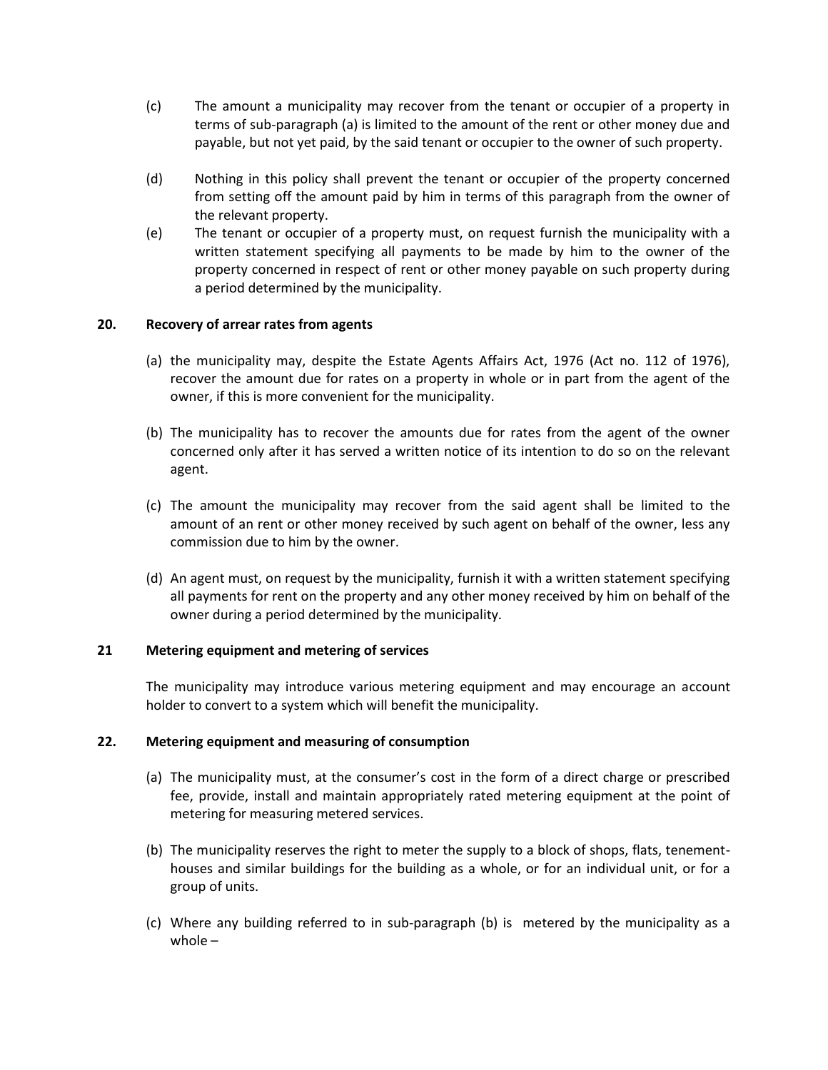(c) The amount a municipality may recover from the tenant or occupier of a property in terms of sub-paragraph (a) is limited to the amount of the rent or other money due and payable, but not yet paid, by the said tenant or occupier to the owner of such property.

(d) Nothing in this policy shall prevent the tenant or occupier of the property concerned from setting off the amount paid by him in terms of this paragraph from the owner of the relevant property.

(e) The tenant or occupier of a property must, on request furnish the municipality with a written statement specifying all payments to be made by him to the owner of the property concerned in respect of rent or other money payable on such property during a period determined by the municipality.

**20. Recovery of arrear rates from agents**

(a) the municipality may, despite the Estate Agents Affairs Act, 1976 (Act no. 112 of 1976), recover the amount due for rates on a property in whole or in part from the agent of the owner, if this is more convenient for the municipality.

(b) The municipality has to recover the amounts due for rates from the agent of the owner concerned only after it has served a written notice of its intention to do so on the relevant agent.

(c) The amount the municipality may recover from the said agent shall be limited to the amount of an rent or other money received by such agent on behalf of the owner, less any commission due to him by the owner.

(d) An agent must, on request by the municipality, furnish it with a written statement specifying all payments for rent on the property and any other money received by him on behalf of the owner during a period determined by the municipality.

**21 Metering equipment and metering of services**

The municipality may introduce various metering equipment and may encourage an account holder to convert to a system which will benefit the municipality.

**22. Metering equipment and measuring of consumption**

(a) The municipality must, at the consumer's cost in the form of a direct charge or prescribed fee, provide, install and maintain appropriately rated metering equipment at the point of metering for measuring metered services.

(b) The municipality reserves the right to meter the supply to a block of shops, flats, tenement-houses and similar buildings for the building as a whole, or for an individual unit, or for a group of units.

(c) Where any building referred to in sub-paragraph (b) is metered by the municipality as a whole –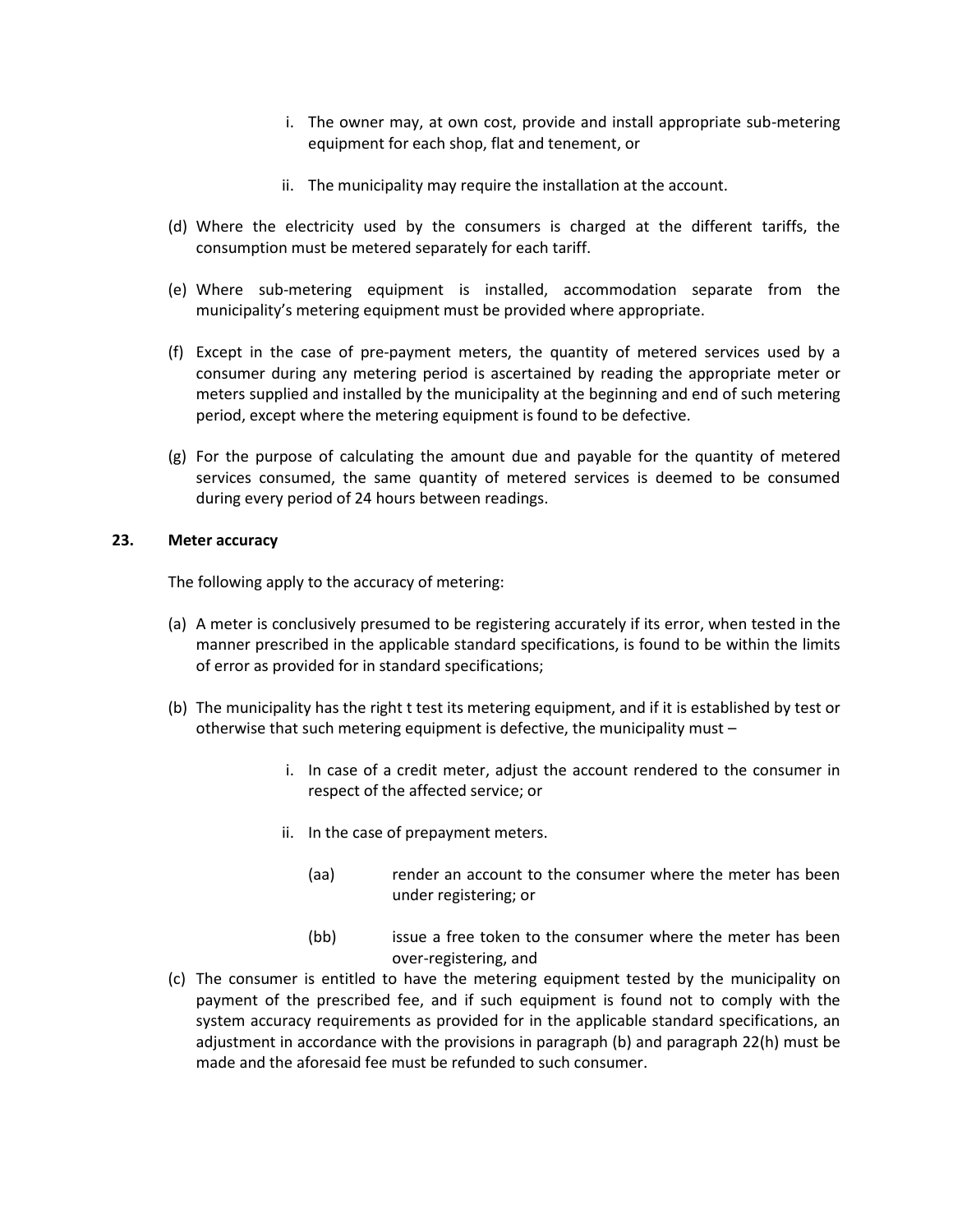i. The owner may, at own cost, provide and install appropriate sub-metering equipment for each shop, flat and tenement, or

ii. The municipality may require the installation at the account.

(d) Where the electricity used by the consumers is charged at the different tariffs, the consumption must be metered separately for each tariff.

(e) Where sub-metering equipment is installed, accommodation separate from the municipality's metering equipment must be provided where appropriate.

(f) Except in the case of pre-payment meters, the quantity of metered services used by a consumer during any metering period is ascertained by reading the appropriate meter or meters supplied and installed by the municipality at the beginning and end of such metering period, except where the metering equipment is found to be defective.

(g) For the purpose of calculating the amount due and payable for the quantity of metered services consumed, the same quantity of metered services is deemed to be consumed during every period of 24 hours between readings.

**23. Meter accuracy**

The following apply to the accuracy of metering:

(a) A meter is conclusively presumed to be registering accurately if its error, when tested in the manner prescribed in the applicable standard specifications, is found to be within the limits of error as provided for in standard specifications;

(b) The municipality has the right t test its metering equipment, and if it is established by test or otherwise that such metering equipment is defective, the municipality must –

i. In case of a credit meter, adjust the account rendered to the consumer in respect of the affected service; or

ii. In the case of prepayment meters.

(aa) render an account to the consumer where the meter has been under registering; or

(bb) issue a free token to the consumer where the meter has been over-registering, and

(c) The consumer is entitled to have the metering equipment tested by the municipality on payment of the prescribed fee, and if such equipment is found not to comply with the system accuracy requirements as provided for in the applicable standard specifications, an adjustment in accordance with the provisions in paragraph (b) and paragraph 22(h) must be made and the aforesaid fee must be refunded to such consumer.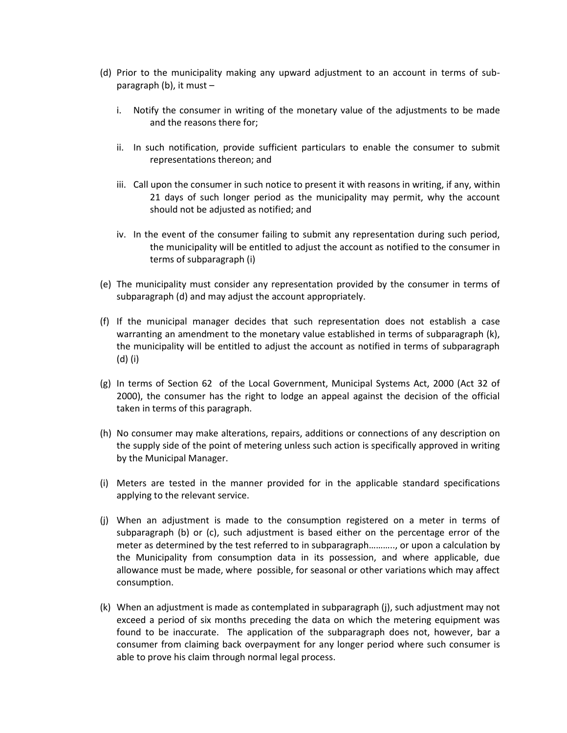(d) Prior to the municipality making any upward adjustment to an account in terms of sub-paragraph (b), it must –

   i. Notify the consumer in writing of the monetary value of the adjustments to be made and the reasons there for;

   ii. In such notification, provide sufficient particulars to enable the consumer to submit representations thereon; and

   iii. Call upon the consumer in such notice to present it with reasons in writing, if any, within 21 days of such longer period as the municipality may permit, why the account should not be adjusted as notified; and

   iv. In the event of the consumer failing to submit any representation during such period, the municipality will be entitled to adjust the account as notified to the consumer in terms of subparagraph (i)

(e) The municipality must consider any representation provided by the consumer in terms of subparagraph (d) and may adjust the account appropriately.

(f) If the municipal manager decides that such representation does not establish a case warranting an amendment to the monetary value established in terms of subparagraph (k), the municipality will be entitled to adjust the account as notified in terms of subparagraph (d) (i)

(g) In terms of Section 62 of the Local Government, Municipal Systems Act, 2000 (Act 32 of 2000), the consumer has the right to lodge an appeal against the decision of the official taken in terms of this paragraph.

(h) No consumer may make alterations, repairs, additions or connections of any description on the supply side of the point of metering unless such action is specifically approved in writing by the Municipal Manager.

(i) Meters are tested in the manner provided for in the applicable standard specifications applying to the relevant service.

(j) When an adjustment is made to the consumption registered on a meter in terms of subparagraph (b) or (c), such adjustment is based either on the percentage error of the meter as determined by the test referred to in subparagraph……….., or upon a calculation by the Municipality from consumption data in its possession, and where applicable, due allowance must be made, where possible, for seasonal or other variations which may affect consumption.

(k) When an adjustment is made as contemplated in subparagraph (j), such adjustment may not exceed a period of six months preceding the data on which the metering equipment was found to be inaccurate. The application of the subparagraph does not, however, bar a consumer from claiming back overpayment for any longer period where such consumer is able to prove his claim through normal legal process.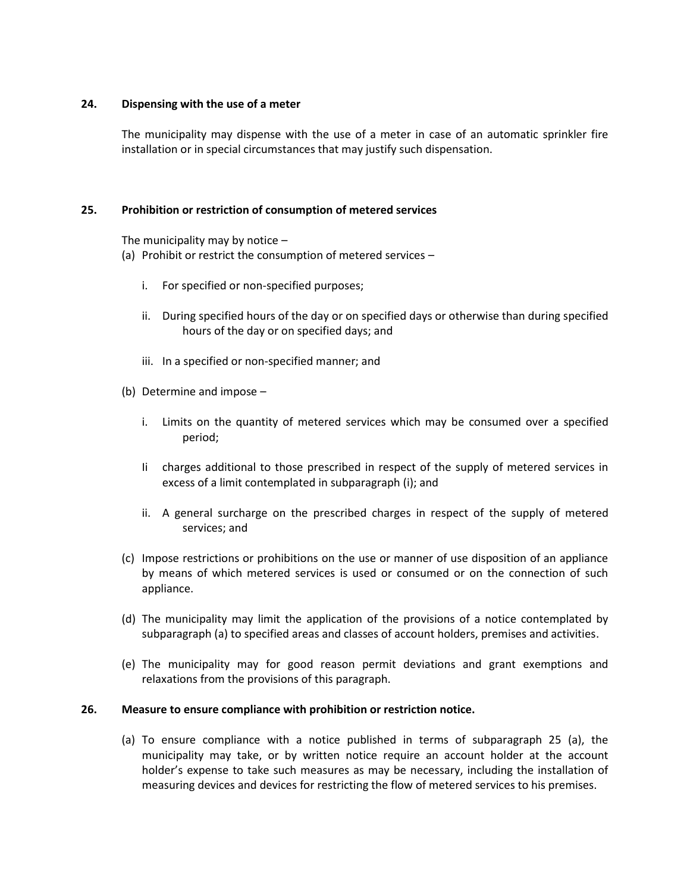## 24. Dispensing with the use of a meter

The municipality may dispense with the use of a meter in case of an automatic sprinkler fire installation or in special circumstances that may justify such dispensation.

## 25. Prohibition or restriction of consumption of metered services

The municipality may by notice –

(a) Prohibit or restrict the consumption of metered services –

i. For specified or non-specified purposes;

ii. During specified hours of the day or on specified days or otherwise than during specified hours of the day or on specified days; and

iii. In a specified or non-specified manner; and

(b) Determine and impose –

i. Limits on the quantity of metered services which may be consumed over a specified period;

Ii charges additional to those prescribed in respect of the supply of metered services in excess of a limit contemplated in subparagraph (i); and

ii. A general surcharge on the prescribed charges in respect of the supply of metered services; and

(c) Impose restrictions or prohibitions on the use or manner of use disposition of an appliance by means of which metered services is used or consumed or on the connection of such appliance.

(d) The municipality may limit the application of the provisions of a notice contemplated by subparagraph (a) to specified areas and classes of account holders, premises and activities.

(e) The municipality may for good reason permit deviations and grant exemptions and relaxations from the provisions of this paragraph.

## 26. Measure to ensure compliance with prohibition or restriction notice.

(a) To ensure compliance with a notice published in terms of subparagraph 25 (a), the municipality may take, or by written notice require an account holder at the account holder's expense to take such measures as may be necessary, including the installation of measuring devices and devices for restricting the flow of metered services to his premises.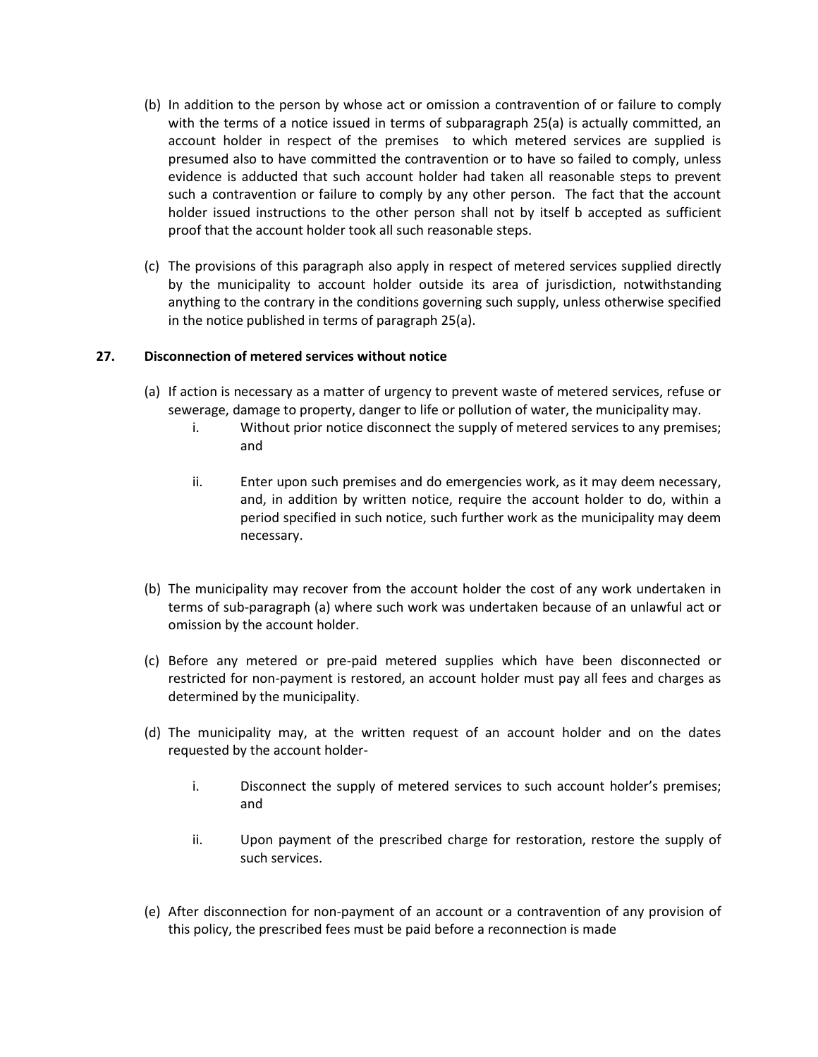(b) In addition to the person by whose act or omission a contravention of or failure to comply with the terms of a notice issued in terms of subparagraph 25(a) is actually committed, an account holder in respect of the premises to which metered services are supplied is presumed also to have committed the contravention or to have so failed to comply, unless evidence is adducted that such account holder had taken all reasonable steps to prevent such a contravention or failure to comply by any other person. The fact that the account holder issued instructions to the other person shall not by itself b accepted as sufficient proof that the account holder took all such reasonable steps.

(c) The provisions of this paragraph also apply in respect of metered services supplied directly by the municipality to account holder outside its area of jurisdiction, notwithstanding anything to the contrary in the conditions governing such supply, unless otherwise specified in the notice published in terms of paragraph 25(a).

## 27. Disconnection of metered services without notice

(a) If action is necessary as a matter of urgency to prevent waste of metered services, refuse or sewerage, damage to property, danger to life or pollution of water, the municipality may.

   i. Without prior notice disconnect the supply of metered services to any premises; and

   ii. Enter upon such premises and do emergencies work, as it may deem necessary, and, in addition by written notice, require the account holder to do, within a period specified in such notice, such further work as the municipality may deem necessary.

(b) The municipality may recover from the account holder the cost of any work undertaken in terms of sub-paragraph (a) where such work was undertaken because of an unlawful act or omission by the account holder.

(c) Before any metered or pre-paid metered supplies which have been disconnected or restricted for non-payment is restored, an account holder must pay all fees and charges as determined by the municipality.

(d) The municipality may, at the written request of an account holder and on the dates requested by the account holder-

   i. Disconnect the supply of metered services to such account holder's premises; and

   ii. Upon payment of the prescribed charge for restoration, restore the supply of such services.

(e) After disconnection for non-payment of an account or a contravention of any provision of this policy, the prescribed fees must be paid before a reconnection is made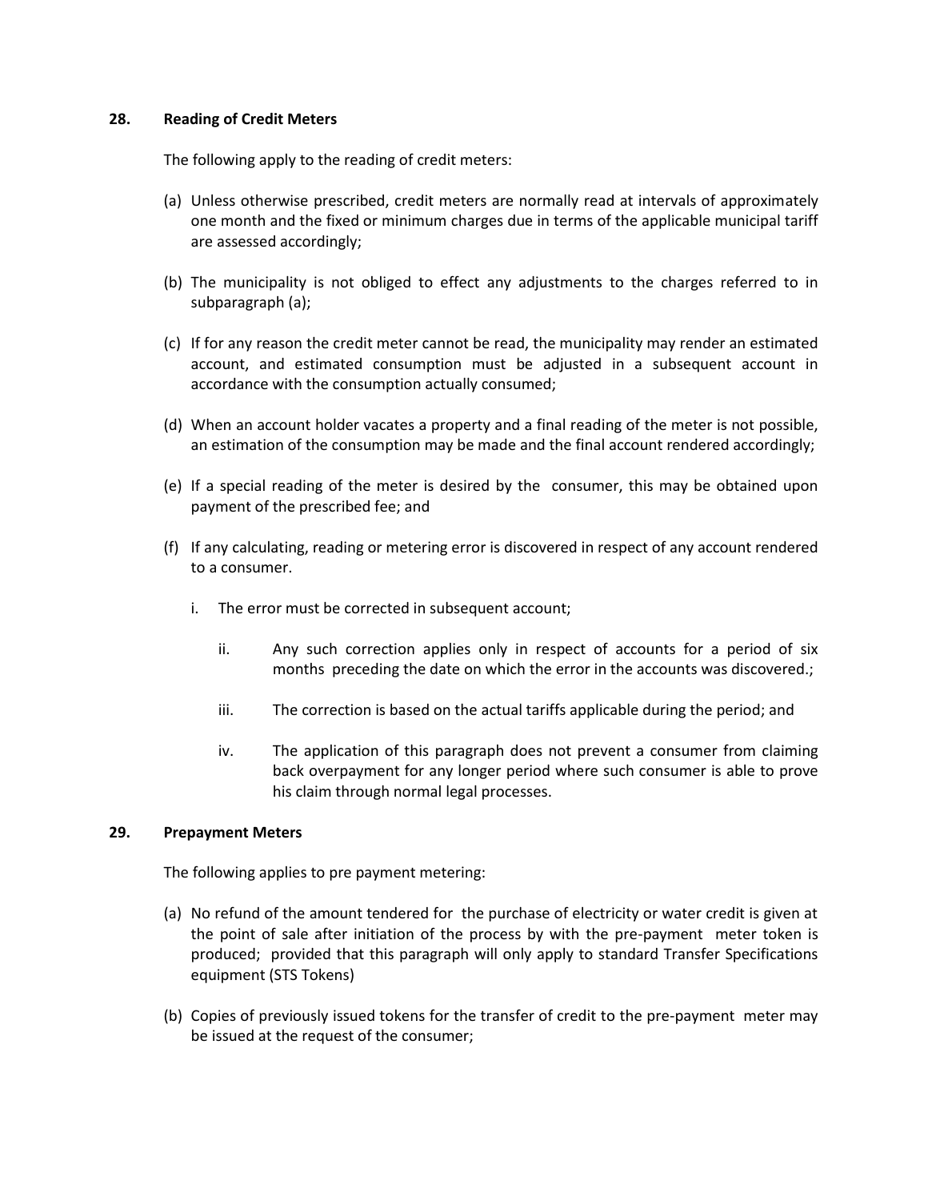## 28. Reading of Credit Meters

The following apply to the reading of credit meters:

(a) Unless otherwise prescribed, credit meters are normally read at intervals of approximately one month and the fixed or minimum charges due in terms of the applicable municipal tariff are assessed accordingly;

(b) The municipality is not obliged to effect any adjustments to the charges referred to in subparagraph (a);

(c) If for any reason the credit meter cannot be read, the municipality may render an estimated account, and estimated consumption must be adjusted in a subsequent account in accordance with the consumption actually consumed;

(d) When an account holder vacates a property and a final reading of the meter is not possible, an estimation of the consumption may be made and the final account rendered accordingly;

(e) If a special reading of the meter is desired by the consumer, this may be obtained upon payment of the prescribed fee; and

(f) If any calculating, reading or metering error is discovered in respect of any account rendered to a consumer.

   i. The error must be corrected in subsequent account;

   ii. Any such correction applies only in respect of accounts for a period of six months preceding the date on which the error in the accounts was discovered.;

   iii. The correction is based on the actual tariffs applicable during the period; and

   iv. The application of this paragraph does not prevent a consumer from claiming back overpayment for any longer period where such consumer is able to prove his claim through normal legal processes.

## 29. Prepayment Meters

The following applies to pre payment metering:

(a) No refund of the amount tendered for the purchase of electricity or water credit is given at the point of sale after initiation of the process by with the pre-payment meter token is produced; provided that this paragraph will only apply to standard Transfer Specifications equipment (STS Tokens)

(b) Copies of previously issued tokens for the transfer of credit to the pre-payment meter may be issued at the request of the consumer;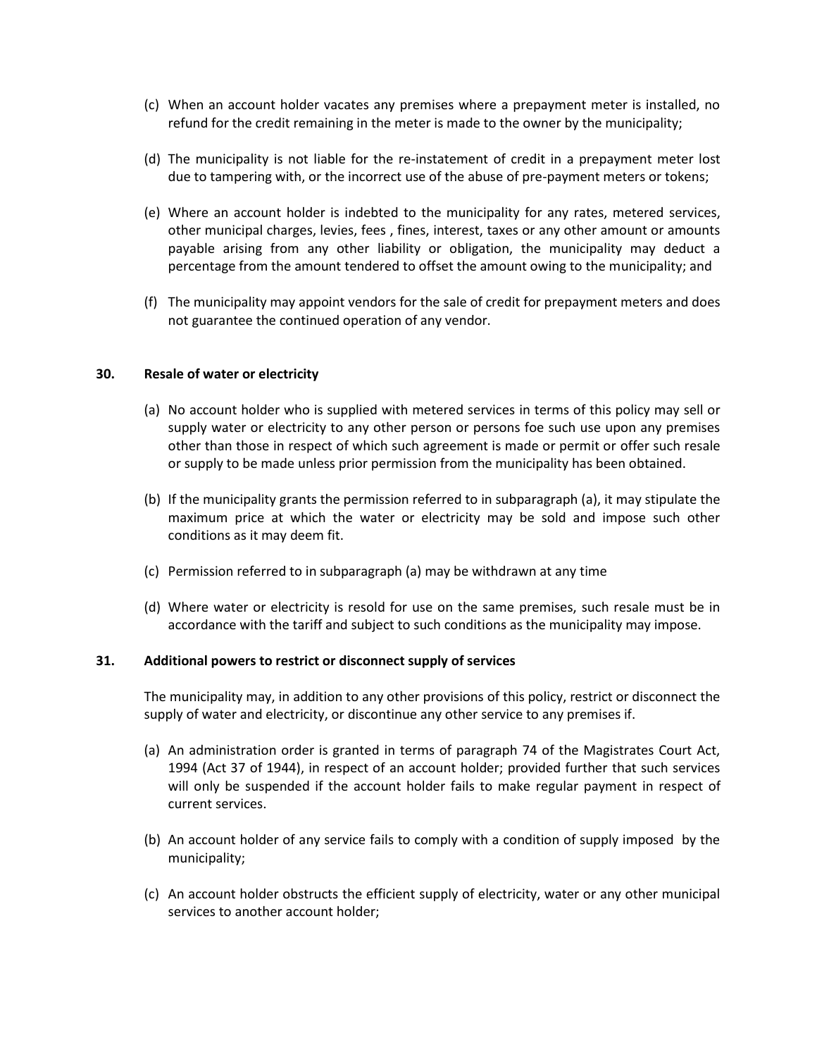(c) When an account holder vacates any premises where a prepayment meter is installed, no refund for the credit remaining in the meter is made to the owner by the municipality;

(d) The municipality is not liable for the re-instatement of credit in a prepayment meter lost due to tampering with, or the incorrect use of the abuse of pre-payment meters or tokens;

(e) Where an account holder is indebted to the municipality for any rates, metered services, other municipal charges, levies, fees , fines, interest, taxes or any other amount or amounts payable arising from any other liability or obligation, the municipality may deduct a percentage from the amount tendered to offset the amount owing to the municipality; and

(f) The municipality may appoint vendors for the sale of credit for prepayment meters and does not guarantee the continued operation of any vendor.

## 30. Resale of water or electricity

(a) No account holder who is supplied with metered services in terms of this policy may sell or supply water or electricity to any other person or persons foe such use upon any premises other than those in respect of which such agreement is made or permit or offer such resale or supply to be made unless prior permission from the municipality has been obtained.

(b) If the municipality grants the permission referred to in subparagraph (a), it may stipulate the maximum price at which the water or electricity may be sold and impose such other conditions as it may deem fit.

(c) Permission referred to in subparagraph (a) may be withdrawn at any time

(d) Where water or electricity is resold for use on the same premises, such resale must be in accordance with the tariff and subject to such conditions as the municipality may impose.

## 31. Additional powers to restrict or disconnect supply of services

The municipality may, in addition to any other provisions of this policy, restrict or disconnect the supply of water and electricity, or discontinue any other service to any premises if.

(a) An administration order is granted in terms of paragraph 74 of the Magistrates Court Act, 1994 (Act 37 of 1944), in respect of an account holder; provided further that such services will only be suspended if the account holder fails to make regular payment in respect of current services.

(b) An account holder of any service fails to comply with a condition of supply imposed by the municipality;

(c) An account holder obstructs the efficient supply of electricity, water or any other municipal services to another account holder;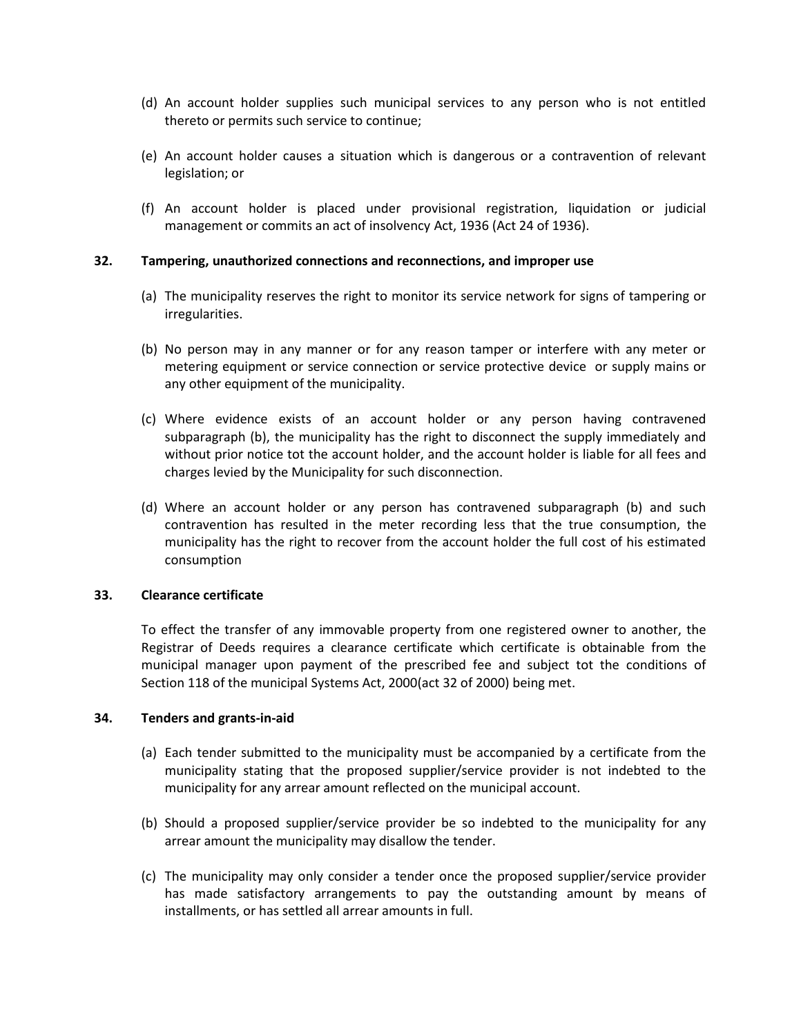(d) An account holder supplies such municipal services to any person who is not entitled thereto or permits such service to continue;

(e) An account holder causes a situation which is dangerous or a contravention of relevant legislation; or

(f) An account holder is placed under provisional registration, liquidation or judicial management or commits an act of insolvency Act, 1936 (Act 24 of 1936).

**32. Tampering, unauthorized connections and reconnections, and improper use**

(a) The municipality reserves the right to monitor its service network for signs of tampering or irregularities.

(b) No person may in any manner or for any reason tamper or interfere with any meter or metering equipment or service connection or service protective device or supply mains or any other equipment of the municipality.

(c) Where evidence exists of an account holder or any person having contravened subparagraph (b), the municipality has the right to disconnect the supply immediately and without prior notice tot the account holder, and the account holder is liable for all fees and charges levied by the Municipality for such disconnection.

(d) Where an account holder or any person has contravened subparagraph (b) and such contravention has resulted in the meter recording less that the true consumption, the municipality has the right to recover from the account holder the full cost of his estimated consumption

**33. Clearance certificate**

To effect the transfer of any immovable property from one registered owner to another, the Registrar of Deeds requires a clearance certificate which certificate is obtainable from the municipal manager upon payment of the prescribed fee and subject tot the conditions of Section 118 of the municipal Systems Act, 2000(act 32 of 2000) being met.

**34. Tenders and grants-in-aid**

(a) Each tender submitted to the municipality must be accompanied by a certificate from the municipality stating that the proposed supplier/service provider is not indebted to the municipality for any arrear amount reflected on the municipal account.

(b) Should a proposed supplier/service provider be so indebted to the municipality for any arrear amount the municipality may disallow the tender.

(c) The municipality may only consider a tender once the proposed supplier/service provider has made satisfactory arrangements to pay the outstanding amount by means of installments, or has settled all arrear amounts in full.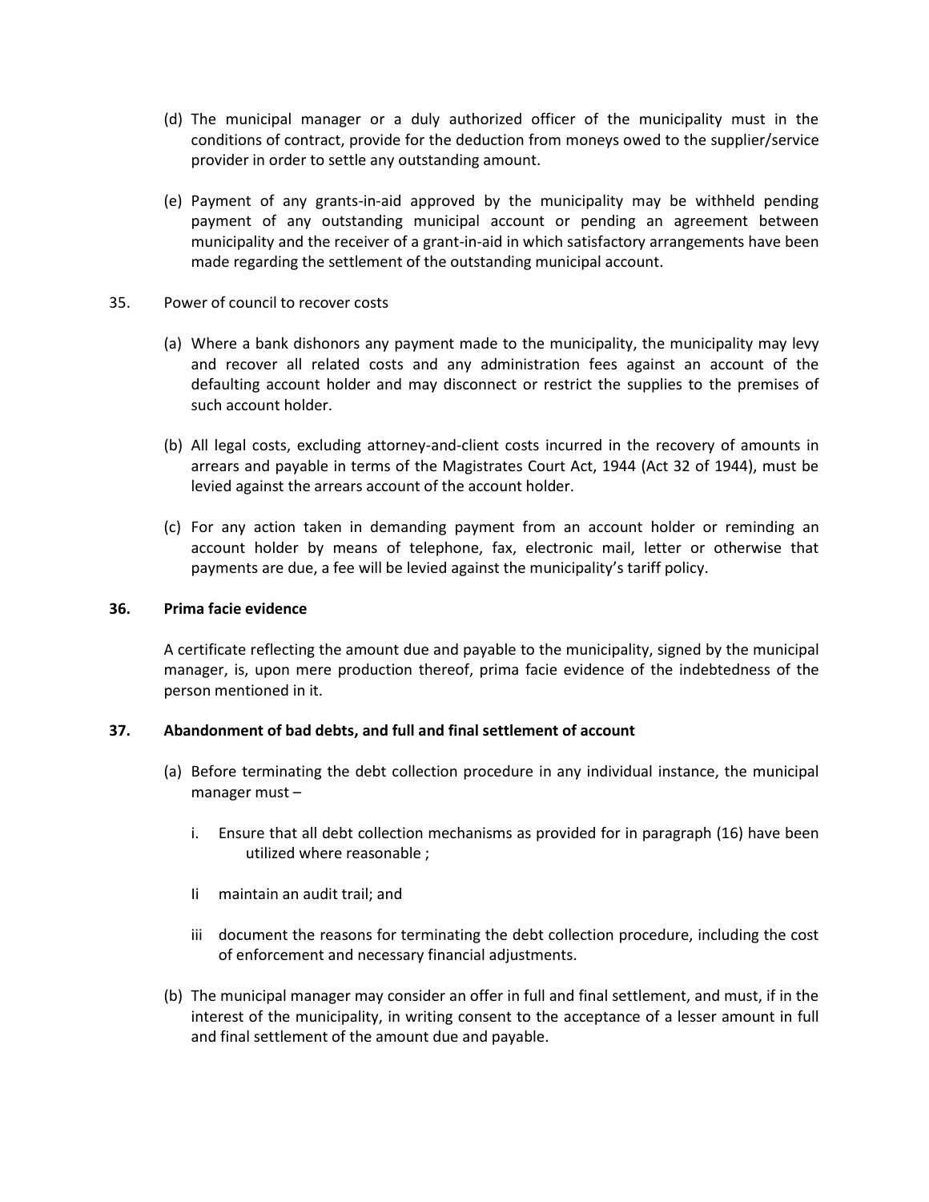(d) The municipal manager or a duly authorized officer of the municipality must in the conditions of contract, provide for the deduction from moneys owed to the supplier/service provider in order to settle any outstanding amount.

(e) Payment of any grants-in-aid approved by the municipality may be withheld pending payment of any outstanding municipal account or pending an agreement between municipality and the receiver of a grant-in-aid in which satisfactory arrangements have been made regarding the settlement of the outstanding municipal account.

35. Power of council to recover costs

(a) Where a bank dishonors any payment made to the municipality, the municipality may levy and recover all related costs and any administration fees against an account of the defaulting account holder and may disconnect or restrict the supplies to the premises of such account holder.

(b) All legal costs, excluding attorney-and-client costs incurred in the recovery of amounts in arrears and payable in terms of the Magistrates Court Act, 1944 (Act 32 of 1944), must be levied against the arrears account of the account holder.

(c) For any action taken in demanding payment from an account holder or reminding an account holder by means of telephone, fax, electronic mail, letter or otherwise that payments are due, a fee will be levied against the municipality's tariff policy.

**36. Prima facie evidence**

A certificate reflecting the amount due and payable to the municipality, signed by the municipal manager, is, upon mere production thereof, prima facie evidence of the indebtedness of the person mentioned in it.

**37. Abandonment of bad debts, and full and final settlement of account**

(a) Before terminating the debt collection procedure in any individual instance, the municipal manager must –

i. Ensure that all debt collection mechanisms as provided for in paragraph (16) have been utilized where reasonable ;

Ii maintain an audit trail; and

iii document the reasons for terminating the debt collection procedure, including the cost of enforcement and necessary financial adjustments.

(b) The municipal manager may consider an offer in full and final settlement, and must, if in the interest of the municipality, in writing consent to the acceptance of a lesser amount in full and final settlement of the amount due and payable.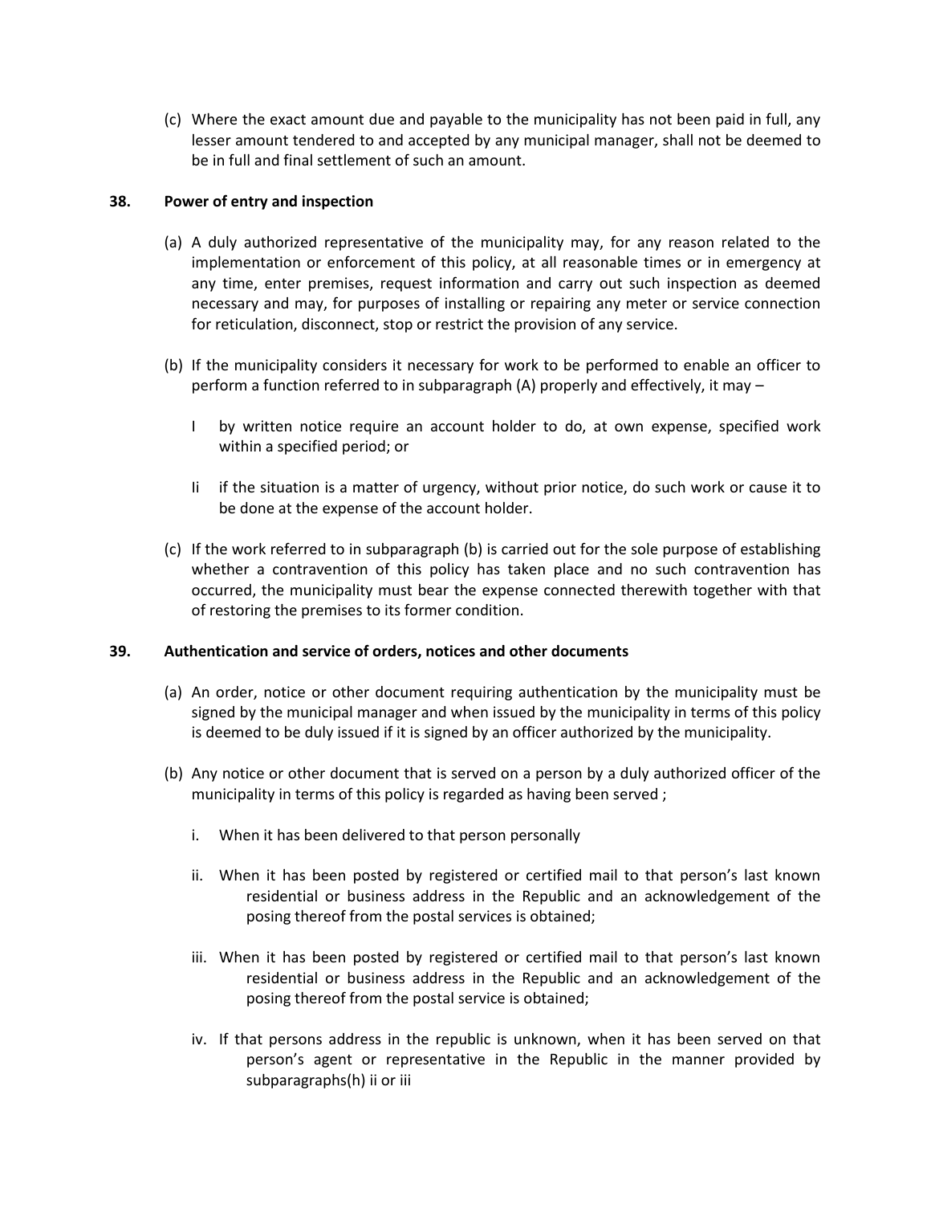(c) Where the exact amount due and payable to the municipality has not been paid in full, any lesser amount tendered to and accepted by any municipal manager, shall not be deemed to be in full and final settlement of such an amount.

**38. Power of entry and inspection**

(a) A duly authorized representative of the municipality may, for any reason related to the implementation or enforcement of this policy, at all reasonable times or in emergency at any time, enter premises, request information and carry out such inspection as deemed necessary and may, for purposes of installing or repairing any meter or service connection for reticulation, disconnect, stop or restrict the provision of any service.

(b) If the municipality considers it necessary for work to be performed to enable an officer to perform a function referred to in subparagraph (A) properly and effectively, it may –

I by written notice require an account holder to do, at own expense, specified work within a specified period; or

Ii if the situation is a matter of urgency, without prior notice, do such work or cause it to be done at the expense of the account holder.

(c) If the work referred to in subparagraph (b) is carried out for the sole purpose of establishing whether a contravention of this policy has taken place and no such contravention has occurred, the municipality must bear the expense connected therewith together with that of restoring the premises to its former condition.

**39. Authentication and service of orders, notices and other documents**

(a) An order, notice or other document requiring authentication by the municipality must be signed by the municipal manager and when issued by the municipality in terms of this policy is deemed to be duly issued if it is signed by an officer authorized by the municipality.

(b) Any notice or other document that is served on a person by a duly authorized officer of the municipality in terms of this policy is regarded as having been served ;

i. When it has been delivered to that person personally

ii. When it has been posted by registered or certified mail to that person's last known residential or business address in the Republic and an acknowledgement of the posing thereof from the postal services is obtained;

iii. When it has been posted by registered or certified mail to that person's last known residential or business address in the Republic and an acknowledgement of the posing thereof from the postal service is obtained;

iv. If that persons address in the republic is unknown, when it has been served on that person's agent or representative in the Republic in the manner provided by subparagraphs(h) ii or iii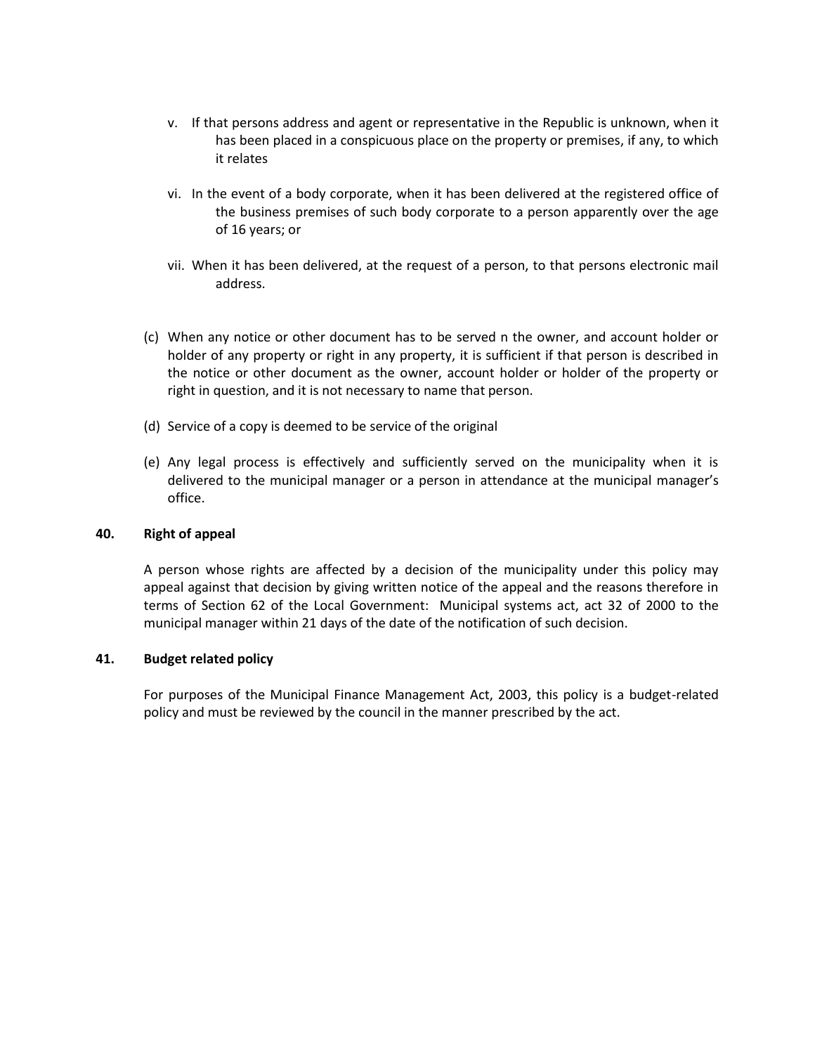v. If that persons address and agent or representative in the Republic is unknown, when it has been placed in a conspicuous place on the property or premises, if any, to which it relates

vi. In the event of a body corporate, when it has been delivered at the registered office of the business premises of such body corporate to a person apparently over the age of 16 years; or

vii. When it has been delivered, at the request of a person, to that persons electronic mail address.

(c) When any notice or other document has to be served n the owner, and account holder or holder of any property or right in any property, it is sufficient if that person is described in the notice or other document as the owner, account holder or holder of the property or right in question, and it is not necessary to name that person.

(d) Service of a copy is deemed to be service of the original

(e) Any legal process is effectively and sufficiently served on the municipality when it is delivered to the municipal manager or a person in attendance at the municipal manager's office.

**40. Right of appeal**

A person whose rights are affected by a decision of the municipality under this policy may appeal against that decision by giving written notice of the appeal and the reasons therefore in terms of Section 62 of the Local Government: Municipal systems act, act 32 of 2000 to the municipal manager within 21 days of the date of the notification of such decision.

**41. Budget related policy**

For purposes of the Municipal Finance Management Act, 2003, this policy is a budget-related policy and must be reviewed by the council in the manner prescribed by the act.